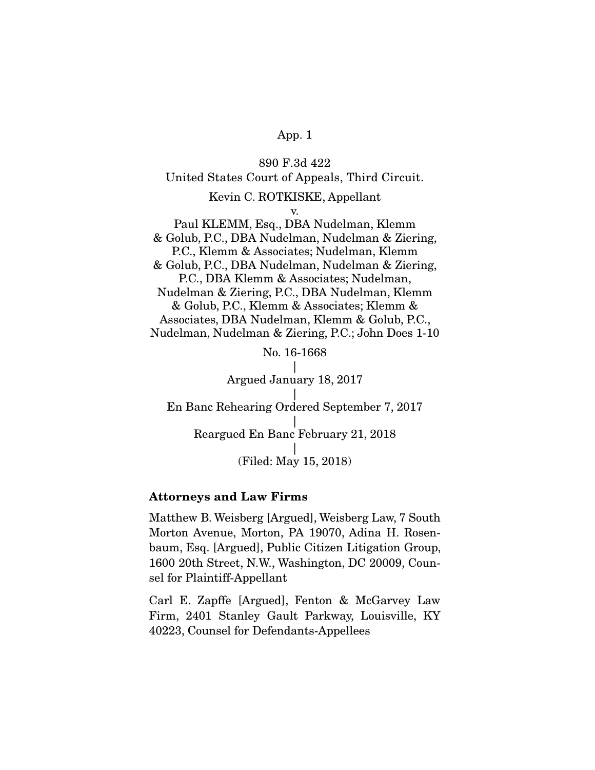890 F.3d 422
United States Court of Appeals, Third Circuit.

Kevin C. ROTKISKE, Appellant
v.
Paul KLEMM, Esq., DBA Nudelman, Klemm & Golub, P.C., DBA Nudelman, Nudelman & Ziering, P.C., Klemm & Associates; Nudelman, Klemm & Golub, P.C., DBA Nudelman, Nudelman & Ziering, P.C., DBA Klemm & Associates; Nudelman, Nudelman & Ziering, P.C., DBA Nudelman, Klemm & Golub, P.C., Klemm & Associates; Klemm & Associates, DBA Nudelman, Klemm & Golub, P.C., Nudelman, Nudelman & Ziering, P.C.; John Does 1-10

No. 16-1668
|
Argued January 18, 2017
|
En Banc Rehearing Ordered September 7, 2017
|
Reargued En Banc February 21, 2018
|
(Filed: May 15, 2018)

**Attorneys and Law Firms**

Matthew B. Weisberg [Argued], Weisberg Law, 7 South Morton Avenue, Morton, PA 19070, Adina H. Rosenbaum, Esq. [Argued], Public Citizen Litigation Group, 1600 20th Street, N.W., Washington, DC 20009, Counsel for Plaintiff-Appellant

Carl E. Zapffe [Argued], Fenton & McGarvey Law Firm, 2401 Stanley Gault Parkway, Louisville, KY 40223, Counsel for Defendants-Appellees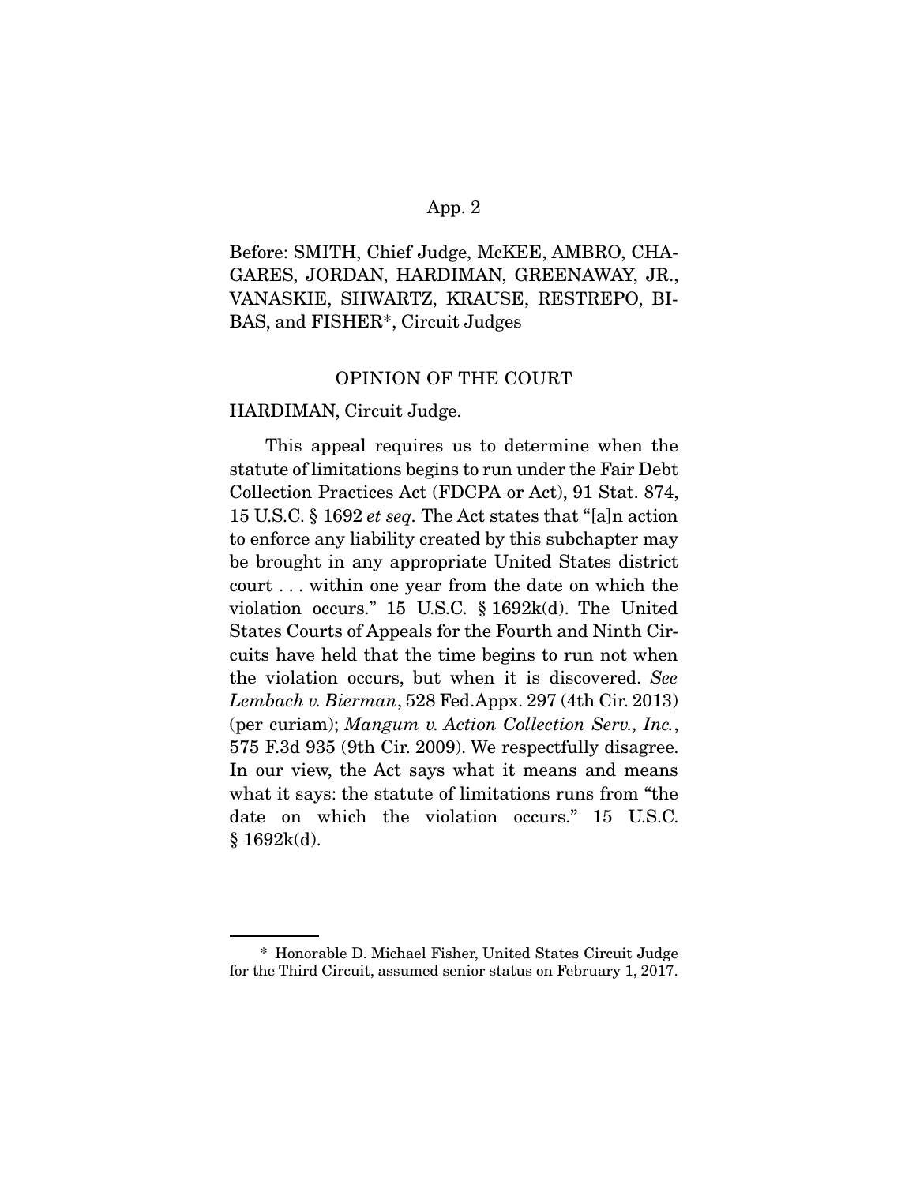Before: SMITH, Chief Judge, McKEE, AMBRO, CHAGARES, JORDAN, HARDIMAN, GREENAWAY, JR., VANASKIE, SHWARTZ, KRAUSE, RESTREPO, BIBAS, and FISHER*, Circuit Judges

## OPINION OF THE COURT

HARDIMAN, Circuit Judge.

This appeal requires us to determine when the statute of limitations begins to run under the Fair Debt Collection Practices Act (FDCPA or Act), 91 Stat. 874, 15 U.S.C. § 1692 *et seq.* The Act states that "[a]n action to enforce any liability created by this subchapter may be brought in any appropriate United States district court . . . within one year from the date on which the violation occurs." 15 U.S.C. § 1692k(d). The United States Courts of Appeals for the Fourth and Ninth Circuits have held that the time begins to run not when the violation occurs, but when it is discovered. *See Lembach v. Bierman*, 528 Fed.Appx. 297 (4th Cir. 2013) (per curiam); *Mangum v. Action Collection Serv., Inc.*, 575 F.3d 935 (9th Cir. 2009). We respectfully disagree. In our view, the Act says what it means and means what it says: the statute of limitations runs from "the date on which the violation occurs." 15 U.S.C. § 1692k(d).

---

\* Honorable D. Michael Fisher, United States Circuit Judge for the Third Circuit, assumed senior status on February 1, 2017.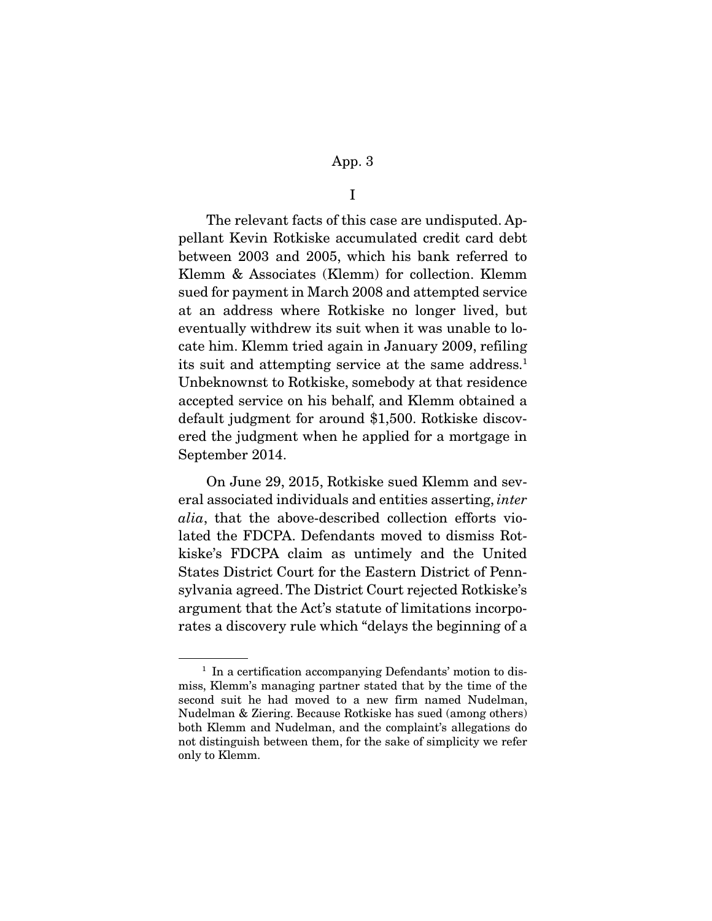I

The relevant facts of this case are undisputed. Appellant Kevin Rotkiske accumulated credit card debt between 2003 and 2005, which his bank referred to Klemm & Associates (Klemm) for collection. Klemm sued for payment in March 2008 and attempted service at an address where Rotkiske no longer lived, but eventually withdrew its suit when it was unable to locate him. Klemm tried again in January 2009, refiling its suit and attempting service at the same address.[1] Unbeknownst to Rotkiske, somebody at that residence accepted service on his behalf, and Klemm obtained a default judgment for around $1,500. Rotkiske discovered the judgment when he applied for a mortgage in September 2014.

On June 29, 2015, Rotkiske sued Klemm and several associated individuals and entities asserting, *inter alia*, that the above-described collection efforts violated the FDCPA. Defendants moved to dismiss Rotkiske's FDCPA claim as untimely and the United States District Court for the Eastern District of Pennsylvania agreed. The District Court rejected Rotkiske's argument that the Act's statute of limitations incorporates a discovery rule which "delays the beginning of a

---

[1] In a certification accompanying Defendants' motion to dismiss, Klemm's managing partner stated that by the time of the second suit he had moved to a new firm named Nudelman, Nudelman & Ziering. Because Rotkiske has sued (among others) both Klemm and Nudelman, and the complaint's allegations do not distinguish between them, for the sake of simplicity we refer only to Klemm.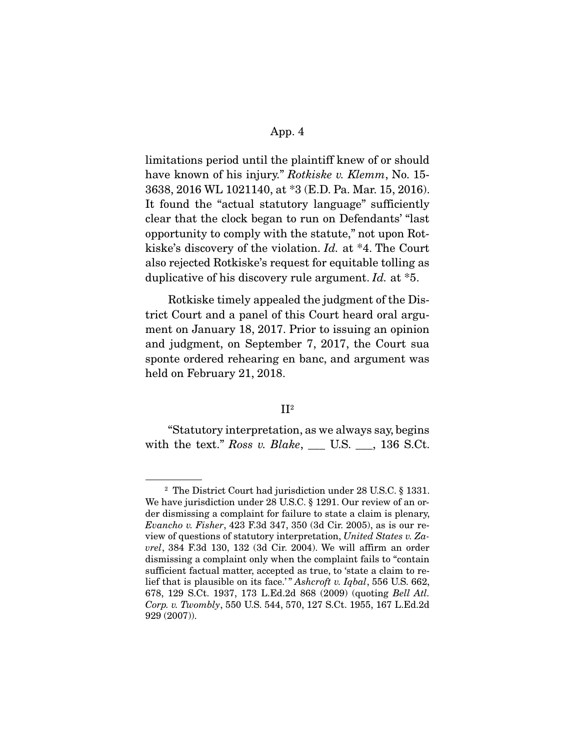limitations period until the plaintiff knew of or should have known of his injury." *Rotkiske v. Klemm*, No. 15-3638, 2016 WL 1021140, at *3 (E.D. Pa. Mar. 15, 2016). It found the "actual statutory language" sufficiently clear that the clock began to run on Defendants' "last opportunity to comply with the statute," not upon Rotkiske's discovery of the violation. *Id.* at *4. The Court also rejected Rotkiske's request for equitable tolling as duplicative of his discovery rule argument. *Id.* at *5.

Rotkiske timely appealed the judgment of the District Court and a panel of this Court heard oral argument on January 18, 2017. Prior to issuing an opinion and judgment, on September 7, 2017, the Court sua sponte ordered rehearing en banc, and argument was held on February 21, 2018.

## II[2]

"Statutory interpretation, as we always say, begins with the text." *Ross v. Blake*, ___ U.S. ___, 136 S.Ct.

---

[2] The District Court had jurisdiction under 28 U.S.C. § 1331. We have jurisdiction under 28 U.S.C. § 1291. Our review of an order dismissing a complaint for failure to state a claim is plenary, *Evancho v. Fisher*, 423 F.3d 347, 350 (3d Cir. 2005), as is our review of questions of statutory interpretation, *United States v. Zavrel*, 384 F.3d 130, 132 (3d Cir. 2004). We will affirm an order dismissing a complaint only when the complaint fails to "contain sufficient factual matter, accepted as true, to 'state a claim to relief that is plausible on its face.'" *Ashcroft v. Iqbal*, 556 U.S. 662, 678, 129 S.Ct. 1937, 173 L.Ed.2d 868 (2009) (quoting *Bell Atl. Corp. v. Twombly*, 550 U.S. 544, 570, 127 S.Ct. 1955, 167 L.Ed.2d 929 (2007)).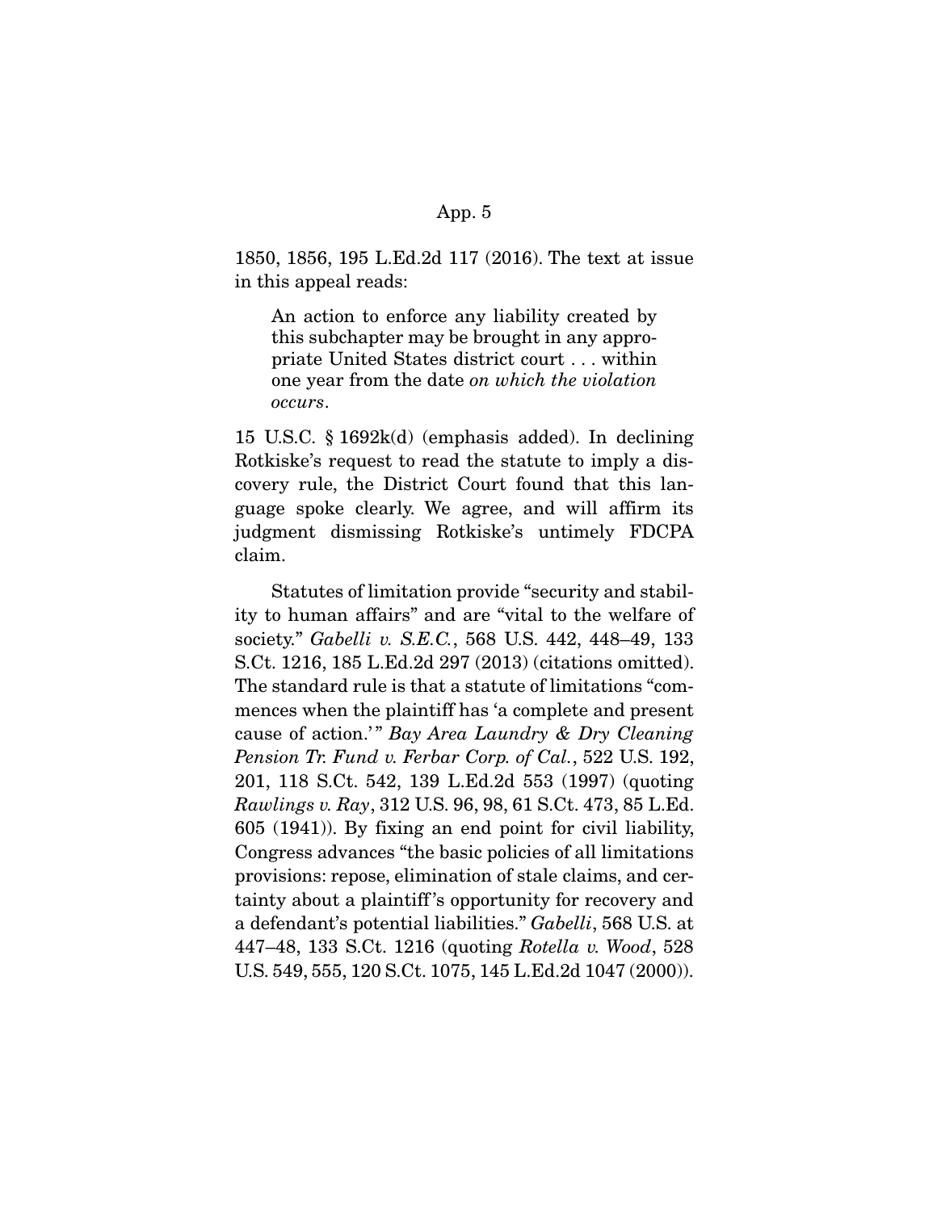1850, 1856, 195 L.Ed.2d 117 (2016). The text at issue in this appeal reads:

> An action to enforce any liability created by this subchapter may be brought in any appropriate United States district court . . . within one year from the date *on which the violation occurs*.

15 U.S.C. § 1692k(d) (emphasis added). In declining Rotkiske's request to read the statute to imply a discovery rule, the District Court found that this language spoke clearly. We agree, and will affirm its judgment dismissing Rotkiske's untimely FDCPA claim.

Statutes of limitation provide "security and stability to human affairs" and are "vital to the welfare of society." *Gabelli v. S.E.C.*, 568 U.S. 442, 448–49, 133 S.Ct. 1216, 185 L.Ed.2d 297 (2013) (citations omitted). The standard rule is that a statute of limitations "commences when the plaintiff has 'a complete and present cause of action.'" *Bay Area Laundry & Dry Cleaning Pension Tr. Fund v. Ferbar Corp. of Cal.*, 522 U.S. 192, 201, 118 S.Ct. 542, 139 L.Ed.2d 553 (1997) (quoting *Rawlings v. Ray*, 312 U.S. 96, 98, 61 S.Ct. 473, 85 L.Ed. 605 (1941)). By fixing an end point for civil liability, Congress advances "the basic policies of all limitations provisions: repose, elimination of stale claims, and certainty about a plaintiff's opportunity for recovery and a defendant's potential liabilities." *Gabelli*, 568 U.S. at 447–48, 133 S.Ct. 1216 (quoting *Rotella v. Wood*, 528 U.S. 549, 555, 120 S.Ct. 1075, 145 L.Ed.2d 1047 (2000)).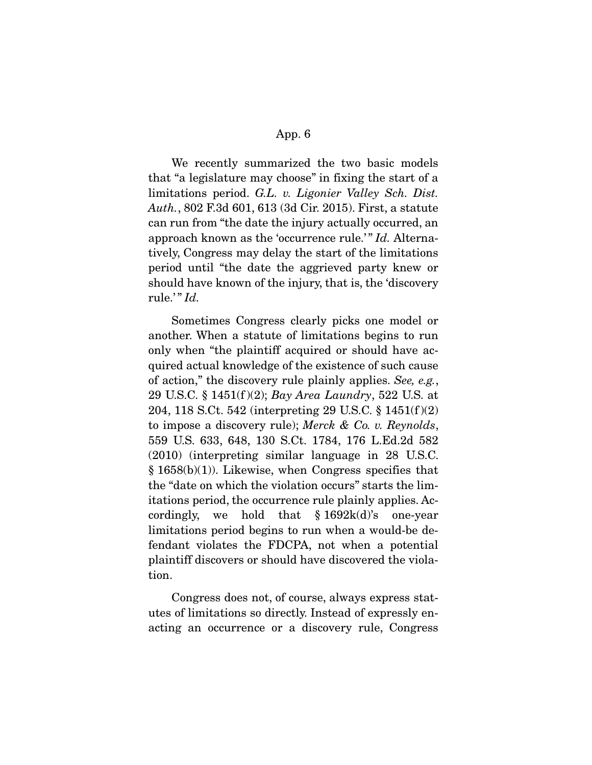We recently summarized the two basic models that "a legislature may choose" in fixing the start of a limitations period. *G.L. v. Ligonier Valley Sch. Dist. Auth.*, 802 F.3d 601, 613 (3d Cir. 2015). First, a statute can run from "the date the injury actually occurred, an approach known as the 'occurrence rule.'" *Id.* Alternatively, Congress may delay the start of the limitations period until "the date the aggrieved party knew or should have known of the injury, that is, the 'discovery rule.'" *Id.*

Sometimes Congress clearly picks one model or another. When a statute of limitations begins to run only when "the plaintiff acquired or should have acquired actual knowledge of the existence of such cause of action," the discovery rule plainly applies. *See, e.g.*, 29 U.S.C. § 1451(f)(2); *Bay Area Laundry*, 522 U.S. at 204, 118 S.Ct. 542 (interpreting 29 U.S.C. § 1451(f)(2) to impose a discovery rule); *Merck & Co. v. Reynolds*, 559 U.S. 633, 648, 130 S.Ct. 1784, 176 L.Ed.2d 582 (2010) (interpreting similar language in 28 U.S.C. § 1658(b)(1)). Likewise, when Congress specifies that the "date on which the violation occurs" starts the limitations period, the occurrence rule plainly applies. Accordingly, we hold that § 1692k(d)'s one-year limitations period begins to run when a would-be defendant violates the FDCPA, not when a potential plaintiff discovers or should have discovered the violation.

Congress does not, of course, always express statutes of limitations so directly. Instead of expressly enacting an occurrence or a discovery rule, Congress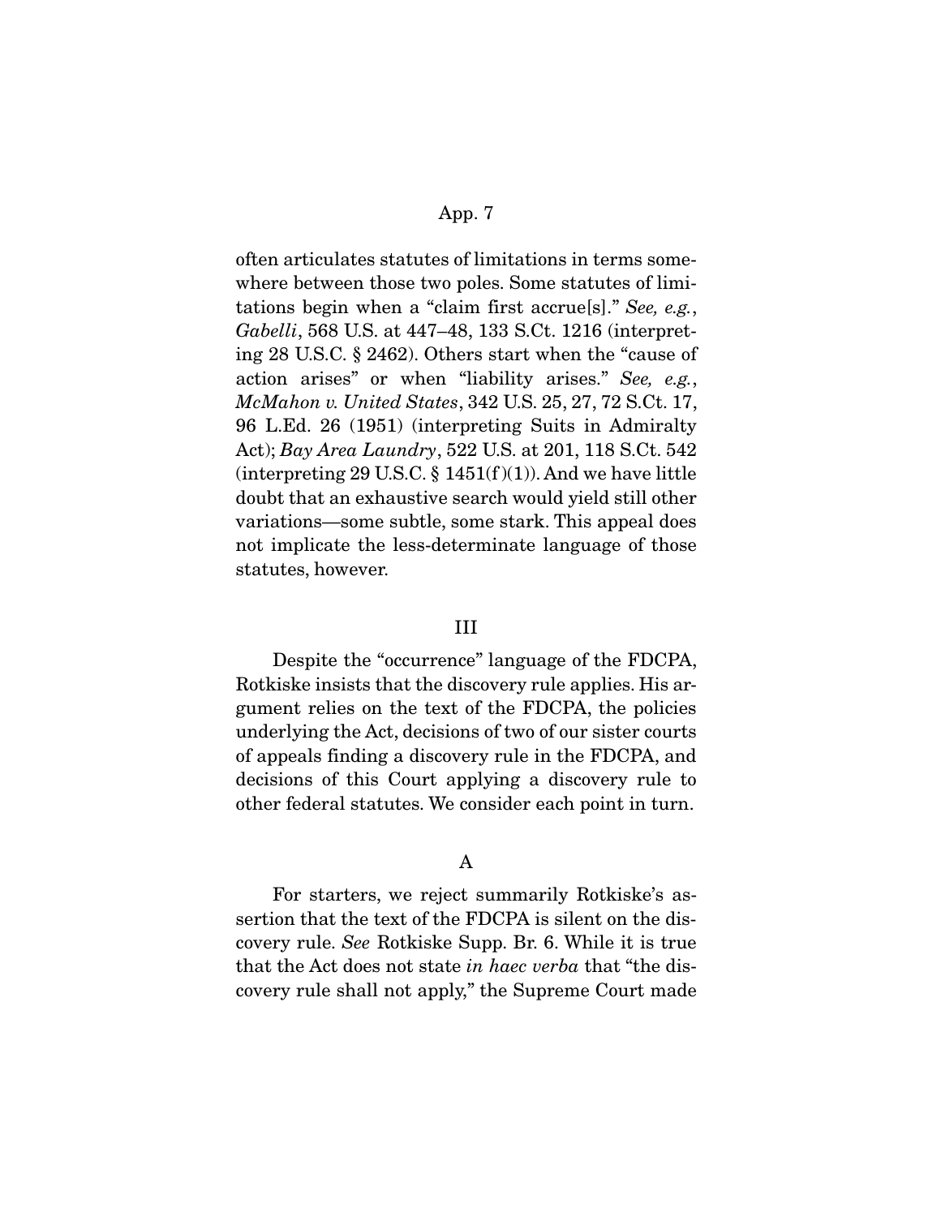often articulates statutes of limitations in terms somewhere between those two poles. Some statutes of limitations begin when a "claim first accrue[s]." *See, e.g.*, *Gabelli*, 568 U.S. at 447–48, 133 S.Ct. 1216 (interpreting 28 U.S.C. § 2462). Others start when the "cause of action arises" or when "liability arises." *See, e.g.*, *McMahon v. United States*, 342 U.S. 25, 27, 72 S.Ct. 17, 96 L.Ed. 26 (1951) (interpreting Suits in Admiralty Act); *Bay Area Laundry*, 522 U.S. at 201, 118 S.Ct. 542 (interpreting 29 U.S.C. § 1451(f)(1)). And we have little doubt that an exhaustive search would yield still other variations—some subtle, some stark. This appeal does not implicate the less-determinate language of those statutes, however.

## III

Despite the "occurrence" language of the FDCPA, Rotkiske insists that the discovery rule applies. His argument relies on the text of the FDCPA, the policies underlying the Act, decisions of two of our sister courts of appeals finding a discovery rule in the FDCPA, and decisions of this Court applying a discovery rule to other federal statutes. We consider each point in turn.

### A

For starters, we reject summarily Rotkiske's assertion that the text of the FDCPA is silent on the discovery rule. *See* Rotkiske Supp. Br. 6. While it is true that the Act does not state *in haec verba* that "the discovery rule shall not apply," the Supreme Court made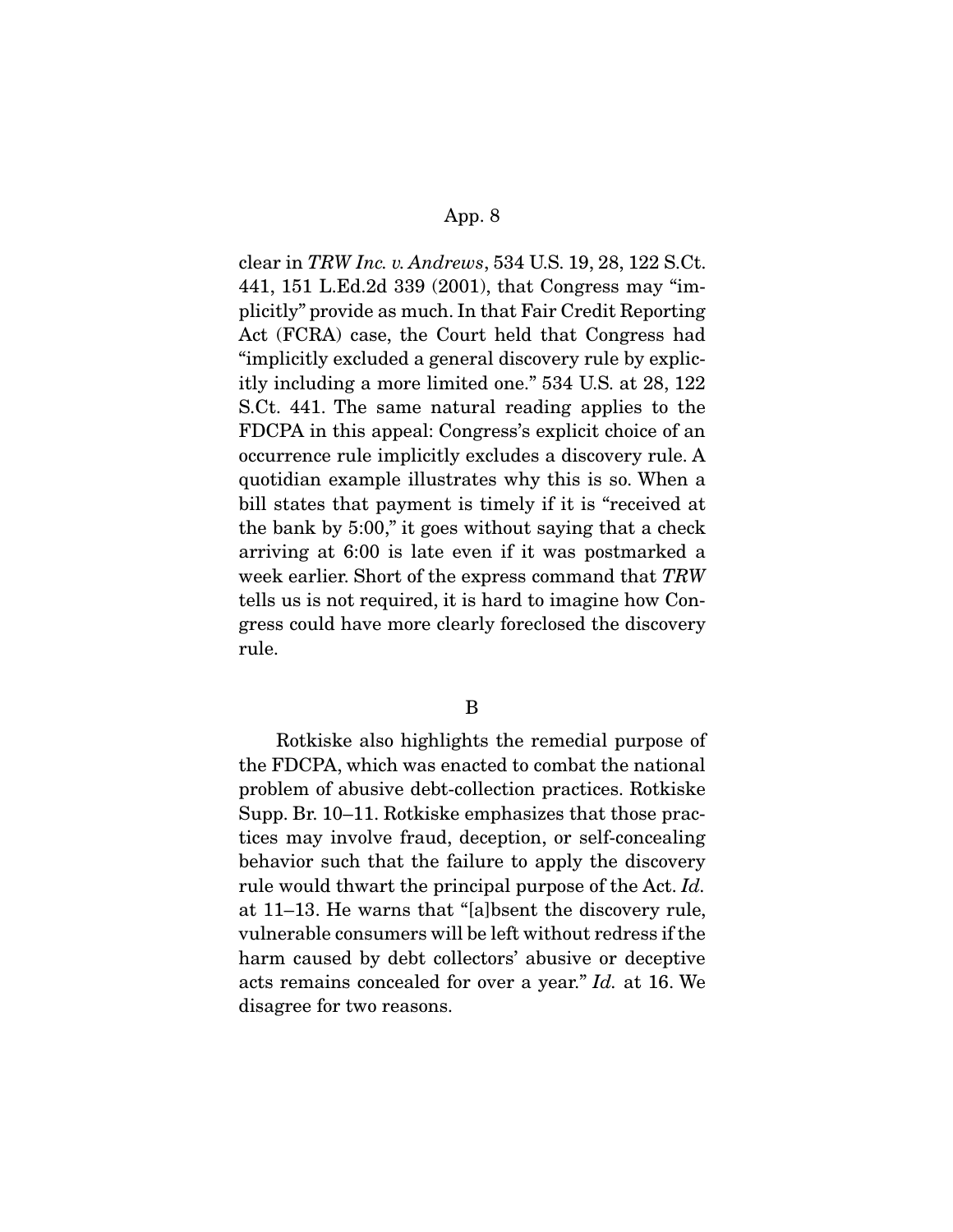clear in *TRW Inc. v. Andrews*, 534 U.S. 19, 28, 122 S.Ct. 441, 151 L.Ed.2d 339 (2001), that Congress may "implicitly" provide as much. In that Fair Credit Reporting Act (FCRA) case, the Court held that Congress had "implicitly excluded a general discovery rule by explicitly including a more limited one." 534 U.S. at 28, 122 S.Ct. 441. The same natural reading applies to the FDCPA in this appeal: Congress's explicit choice of an occurrence rule implicitly excludes a discovery rule. A quotidian example illustrates why this is so. When a bill states that payment is timely if it is "received at the bank by 5:00," it goes without saying that a check arriving at 6:00 is late even if it was postmarked a week earlier. Short of the express command that *TRW* tells us is not required, it is hard to imagine how Congress could have more clearly foreclosed the discovery rule.

## B

Rotkiske also highlights the remedial purpose of the FDCPA, which was enacted to combat the national problem of abusive debt-collection practices. Rotkiske Supp. Br. 10–11. Rotkiske emphasizes that those practices may involve fraud, deception, or self-concealing behavior such that the failure to apply the discovery rule would thwart the principal purpose of the Act. *Id.* at 11–13. He warns that "[a]bsent the discovery rule, vulnerable consumers will be left without redress if the harm caused by debt collectors' abusive or deceptive acts remains concealed for over a year." *Id.* at 16. We disagree for two reasons.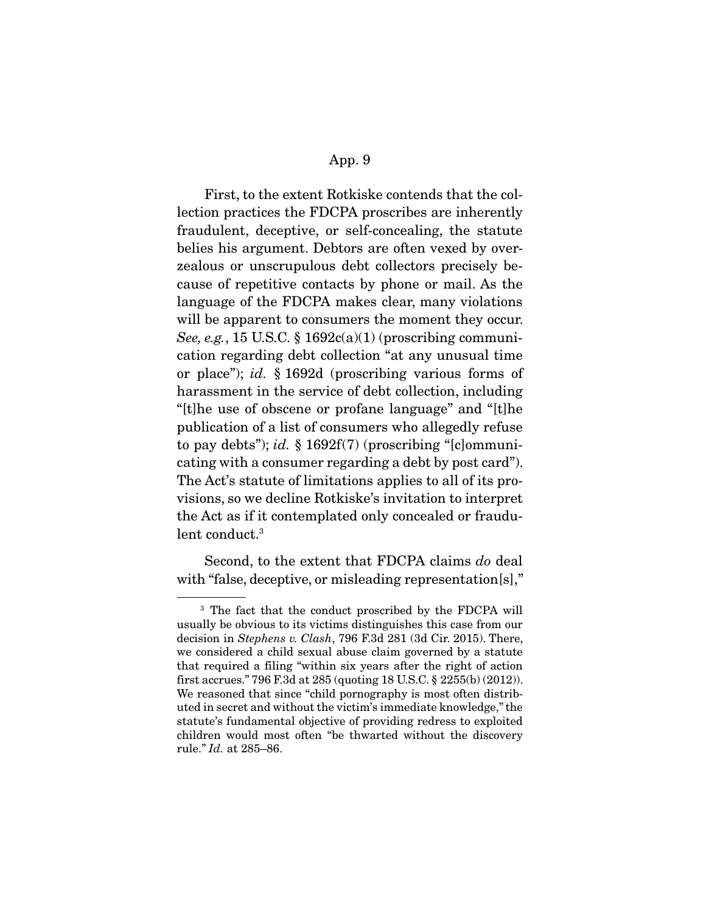First, to the extent Rotkiske contends that the collection practices the FDCPA proscribes are inherently fraudulent, deceptive, or self-concealing, the statute belies his argument. Debtors are often vexed by overzealous or unscrupulous debt collectors precisely because of repetitive contacts by phone or mail. As the language of the FDCPA makes clear, many violations will be apparent to consumers the moment they occur. *See, e.g.*, 15 U.S.C. § 1692c(a)(1) (proscribing communication regarding debt collection "at any unusual time or place"); *id.* § 1692d (proscribing various forms of harassment in the service of debt collection, including "[t]he use of obscene or profane language" and "[t]he publication of a list of consumers who allegedly refuse to pay debts"); *id.* § 1692f(7) (proscribing "[c]ommunicating with a consumer regarding a debt by post card"). The Act's statute of limitations applies to all of its provisions, so we decline Rotkiske's invitation to interpret the Act as if it contemplated only concealed or fraudulent conduct.[3]

Second, to the extent that FDCPA claims *do* deal with "false, deceptive, or misleading representation[s],"

---

[3] The fact that the conduct proscribed by the FDCPA will usually be obvious to its victims distinguishes this case from our decision in *Stephens v. Clash*, 796 F.3d 281 (3d Cir. 2015). There, we considered a child sexual abuse claim governed by a statute that required a filing "within six years after the right of action first accrues." 796 F.3d at 285 (quoting 18 U.S.C. § 2255(b) (2012)). We reasoned that since "child pornography is most often distributed in secret and without the victim's immediate knowledge," the statute's fundamental objective of providing redress to exploited children would most often "be thwarted without the discovery rule." *Id.* at 285–86.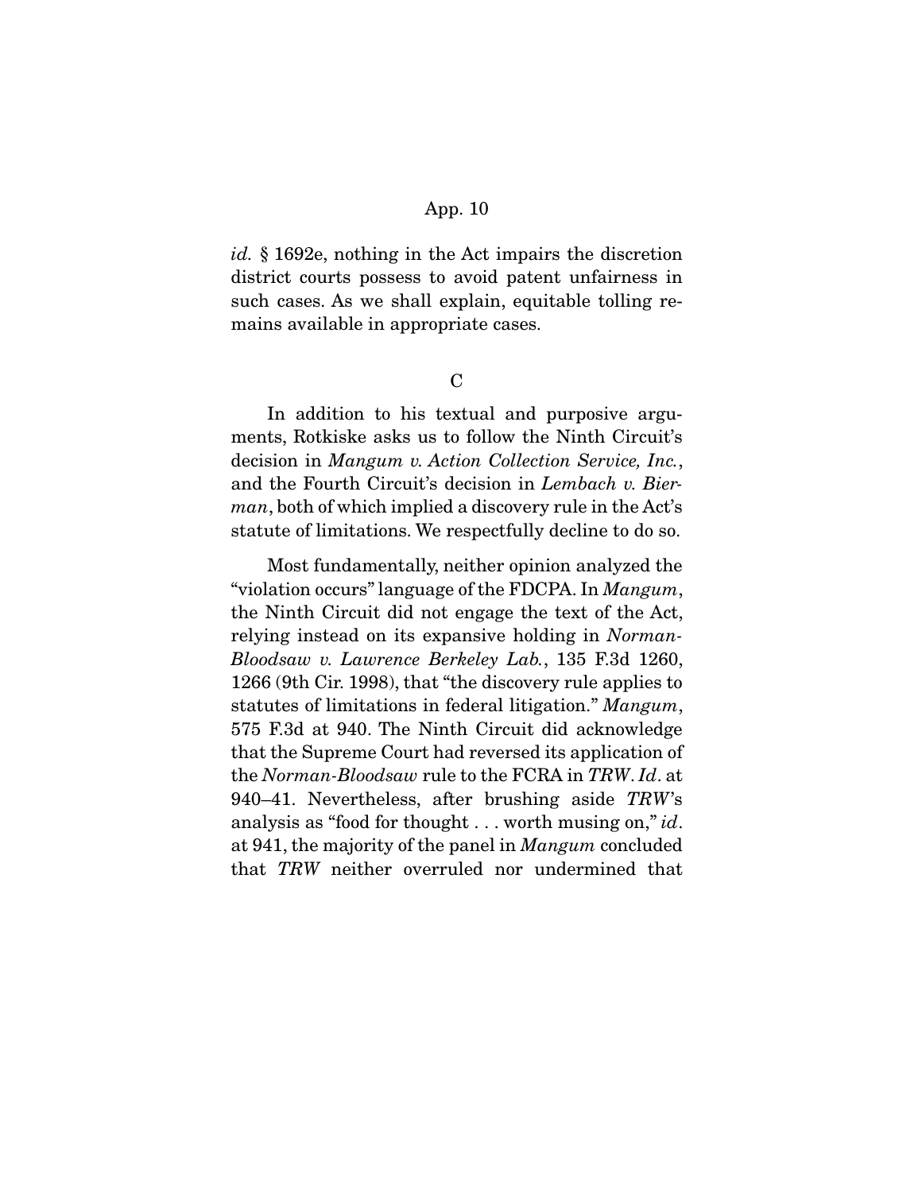*id.* § 1692e, nothing in the Act impairs the discretion district courts possess to avoid patent unfairness in such cases. As we shall explain, equitable tolling remains available in appropriate cases.

### C

In addition to his textual and purposive arguments, Rotkiske asks us to follow the Ninth Circuit's decision in *Mangum v. Action Collection Service, Inc.*, and the Fourth Circuit's decision in *Lembach v. Bierman*, both of which implied a discovery rule in the Act's statute of limitations. We respectfully decline to do so.

Most fundamentally, neither opinion analyzed the "violation occurs" language of the FDCPA. In *Mangum*, the Ninth Circuit did not engage the text of the Act, relying instead on its expansive holding in *Norman-Bloodsaw v. Lawrence Berkeley Lab.*, 135 F.3d 1260, 1266 (9th Cir. 1998), that "the discovery rule applies to statutes of limitations in federal litigation." *Mangum*, 575 F.3d at 940. The Ninth Circuit did acknowledge that the Supreme Court had reversed its application of the *Norman-Bloodsaw* rule to the FCRA in *TRW*. *Id*. at 940–41. Nevertheless, after brushing aside *TRW*'s analysis as "food for thought . . . worth musing on," *id*. at 941, the majority of the panel in *Mangum* concluded that *TRW* neither overruled nor undermined that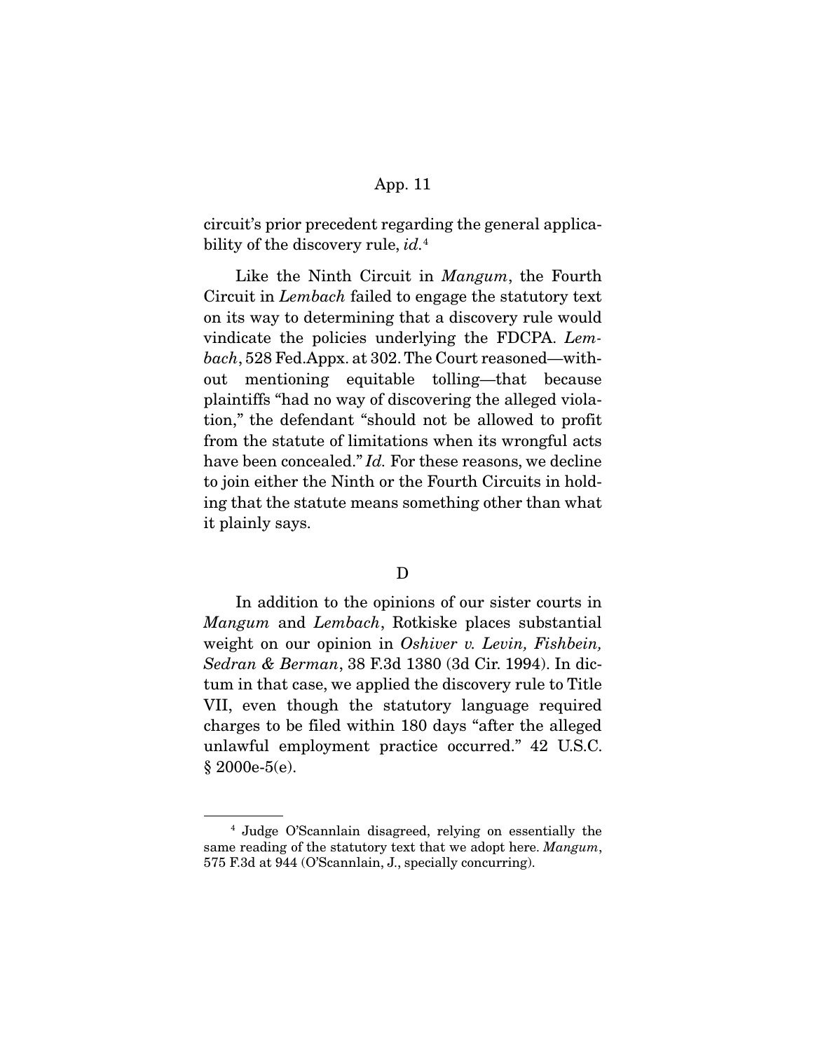circuit's prior precedent regarding the general applicability of the discovery rule, *id.*[4]

Like the Ninth Circuit in *Mangum*, the Fourth Circuit in *Lembach* failed to engage the statutory text on its way to determining that a discovery rule would vindicate the policies underlying the FDCPA. *Lembach*, 528 Fed.Appx. at 302. The Court reasoned—without mentioning equitable tolling—that because plaintiffs "had no way of discovering the alleged violation," the defendant "should not be allowed to profit from the statute of limitations when its wrongful acts have been concealed." *Id.* For these reasons, we decline to join either the Ninth or the Fourth Circuits in holding that the statute means something other than what it plainly says.

### D

In addition to the opinions of our sister courts in *Mangum* and *Lembach*, Rotkiske places substantial weight on our opinion in *Oshiver v. Levin, Fishbein, Sedran & Berman*, 38 F.3d 1380 (3d Cir. 1994). In dictum in that case, we applied the discovery rule to Title VII, even though the statutory language required charges to be filed within 180 days "after the alleged unlawful employment practice occurred." 42 U.S.C. § 2000e-5(e).

---

[4] Judge O'Scannlain disagreed, relying on essentially the same reading of the statutory text that we adopt here. *Mangum*, 575 F.3d at 944 (O'Scannlain, J., specially concurring).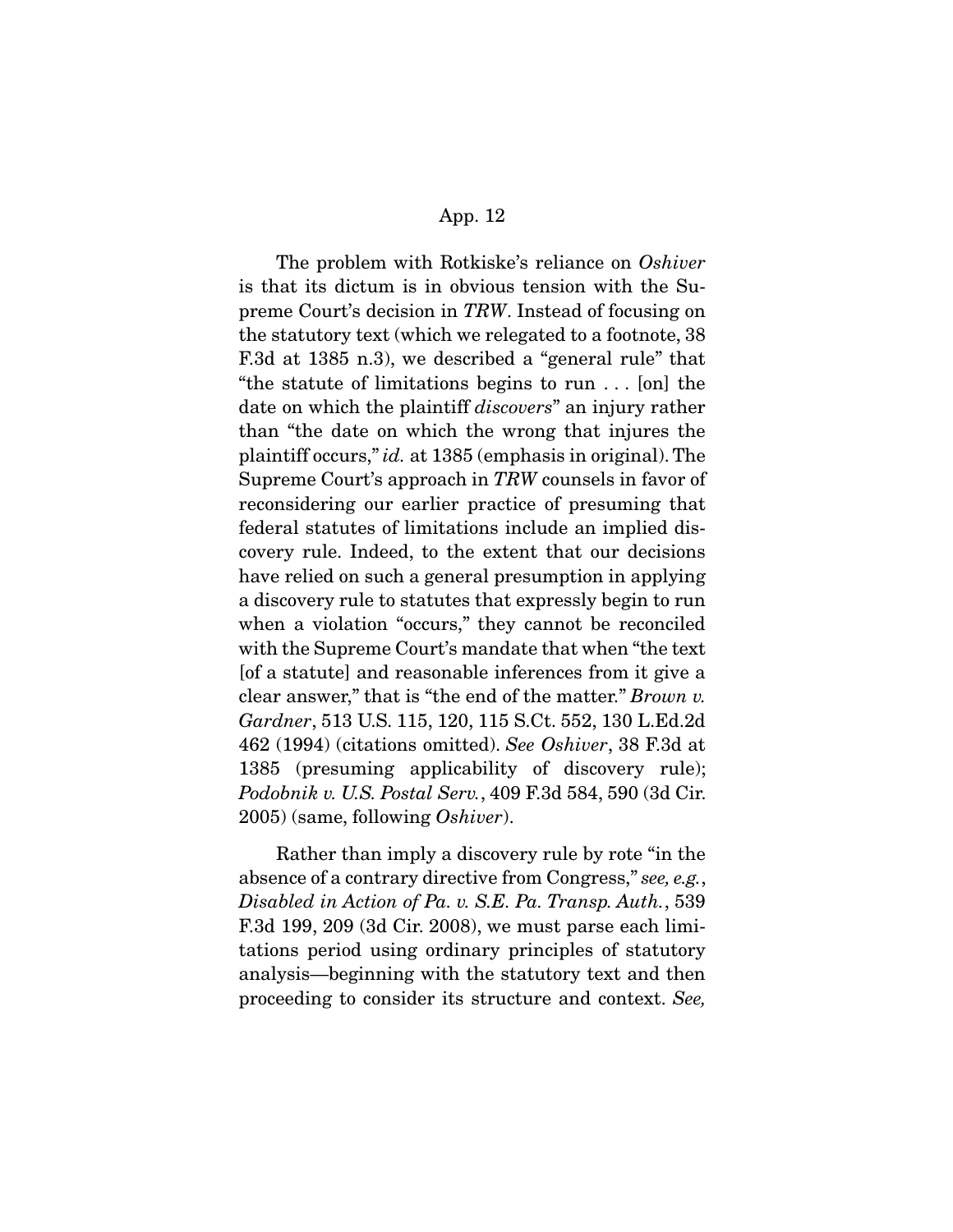The problem with Rotkiske's reliance on *Oshiver* is that its dictum is in obvious tension with the Supreme Court's decision in *TRW*. Instead of focusing on the statutory text (which we relegated to a footnote, 38 F.3d at 1385 n.3), we described a "general rule" that "the statute of limitations begins to run . . . [on] the date on which the plaintiff *discovers*" an injury rather than "the date on which the wrong that injures the plaintiff occurs," *id.* at 1385 (emphasis in original). The Supreme Court's approach in *TRW* counsels in favor of reconsidering our earlier practice of presuming that federal statutes of limitations include an implied discovery rule. Indeed, to the extent that our decisions have relied on such a general presumption in applying a discovery rule to statutes that expressly begin to run when a violation "occurs," they cannot be reconciled with the Supreme Court's mandate that when "the text [of a statute] and reasonable inferences from it give a clear answer," that is "the end of the matter." *Brown v. Gardner*, 513 U.S. 115, 120, 115 S.Ct. 552, 130 L.Ed.2d 462 (1994) (citations omitted). *See Oshiver*, 38 F.3d at 1385 (presuming applicability of discovery rule); *Podobnik v. U.S. Postal Serv.*, 409 F.3d 584, 590 (3d Cir. 2005) (same, following *Oshiver*).

Rather than imply a discovery rule by rote "in the absence of a contrary directive from Congress," *see, e.g.*, *Disabled in Action of Pa. v. S.E. Pa. Transp. Auth.*, 539 F.3d 199, 209 (3d Cir. 2008), we must parse each limitations period using ordinary principles of statutory analysis—beginning with the statutory text and then proceeding to consider its structure and context. *See,*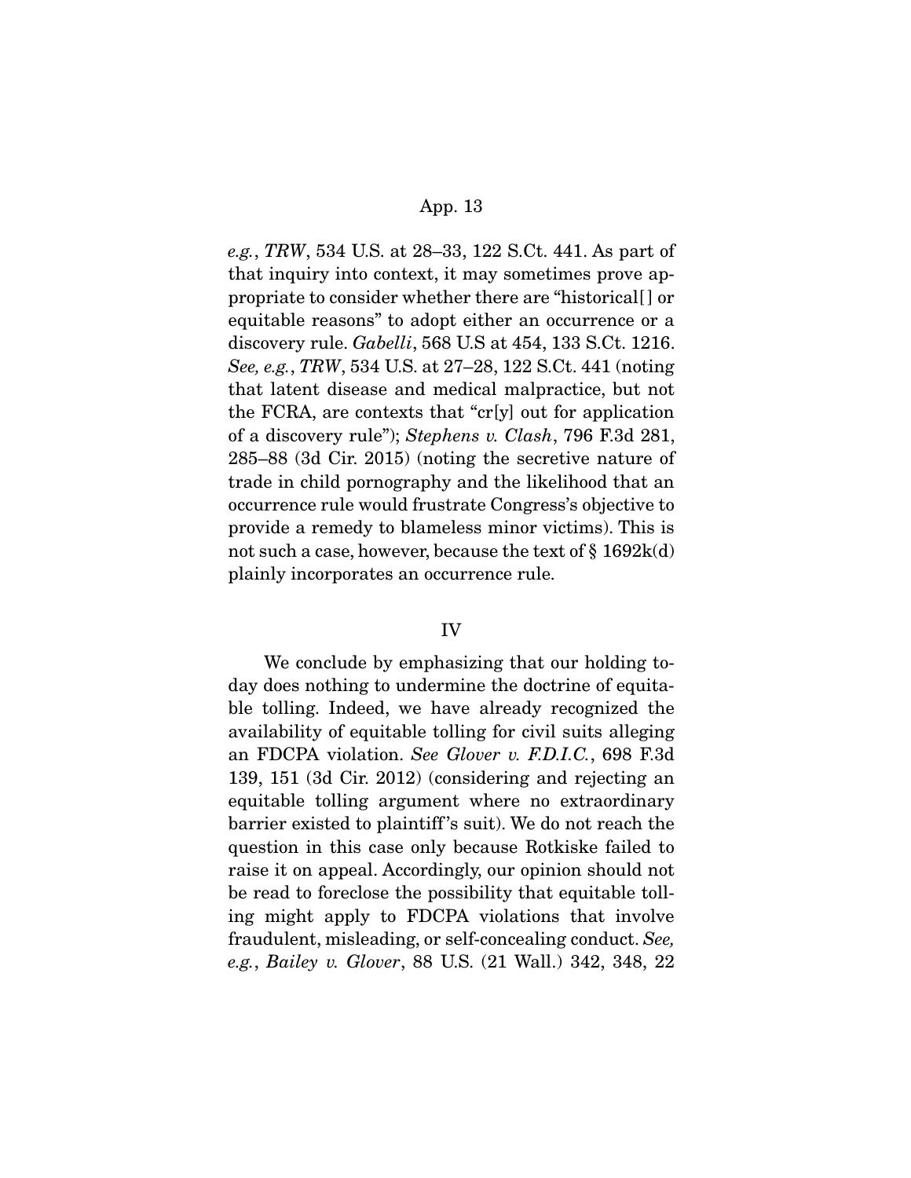*e.g.*, *TRW*, 534 U.S. at 28–33, 122 S.Ct. 441. As part of that inquiry into context, it may sometimes prove appropriate to consider whether there are "historical[] or equitable reasons" to adopt either an occurrence or a discovery rule. *Gabelli*, 568 U.S at 454, 133 S.Ct. 1216. *See, e.g.*, *TRW*, 534 U.S. at 27–28, 122 S.Ct. 441 (noting that latent disease and medical malpractice, but not the FCRA, are contexts that "cr[y] out for application of a discovery rule"); *Stephens v. Clash*, 796 F.3d 281, 285–88 (3d Cir. 2015) (noting the secretive nature of trade in child pornography and the likelihood that an occurrence rule would frustrate Congress's objective to provide a remedy to blameless minor victims). This is not such a case, however, because the text of § 1692k(d) plainly incorporates an occurrence rule.

## IV

We conclude by emphasizing that our holding today does nothing to undermine the doctrine of equitable tolling. Indeed, we have already recognized the availability of equitable tolling for civil suits alleging an FDCPA violation. *See Glover v. F.D.I.C.*, 698 F.3d 139, 151 (3d Cir. 2012) (considering and rejecting an equitable tolling argument where no extraordinary barrier existed to plaintiff's suit). We do not reach the question in this case only because Rotkiske failed to raise it on appeal. Accordingly, our opinion should not be read to foreclose the possibility that equitable tolling might apply to FDCPA violations that involve fraudulent, misleading, or self-concealing conduct. *See, e.g.*, *Bailey v. Glover*, 88 U.S. (21 Wall.) 342, 348, 22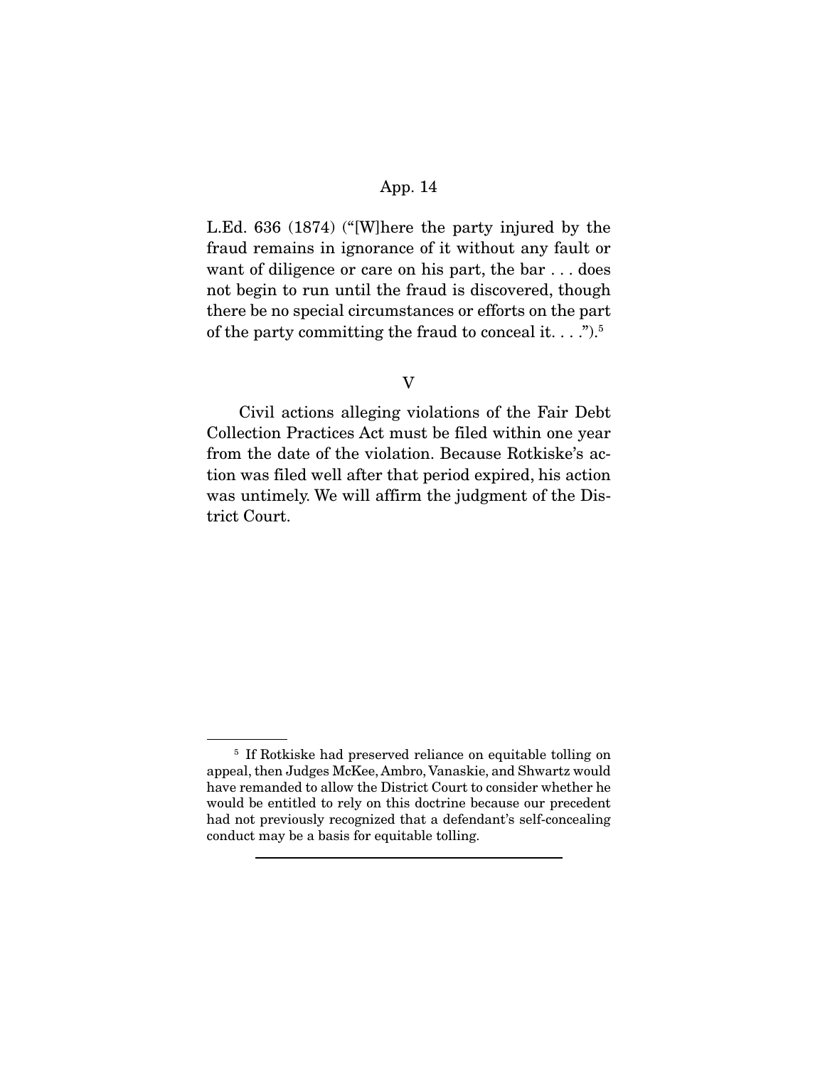L.Ed. 636 (1874) ("[W]here the party injured by the fraud remains in ignorance of it without any fault or want of diligence or care on his part, the bar . . . does not begin to run until the fraud is discovered, though there be no special circumstances or efforts on the part of the party committing the fraud to conceal it. . . .").[5]

## V

Civil actions alleging violations of the Fair Debt Collection Practices Act must be filed within one year from the date of the violation. Because Rotkiske's action was filed well after that period expired, his action was untimely. We will affirm the judgment of the District Court.

---

[5] If Rotkiske had preserved reliance on equitable tolling on appeal, then Judges McKee, Ambro, Vanaskie, and Shwartz would have remanded to allow the District Court to consider whether he would be entitled to rely on this doctrine because our precedent had not previously recognized that a defendant's self-concealing conduct may be a basis for equitable tolling.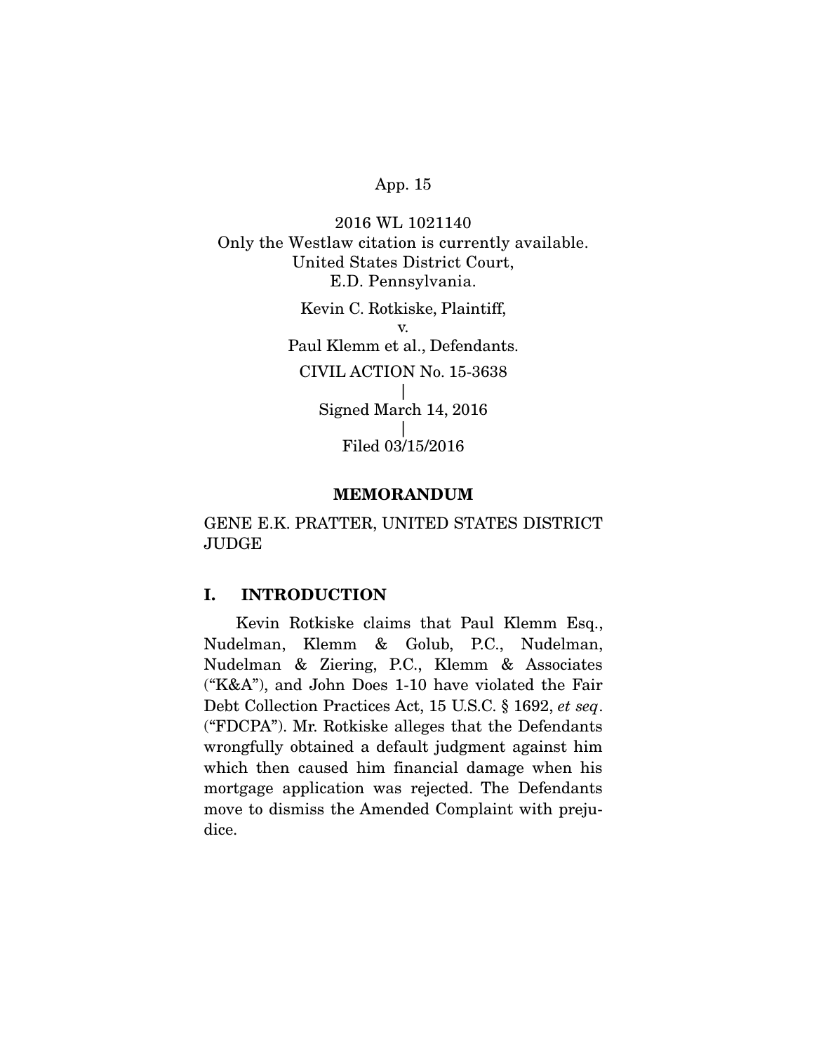2016 WL 1021140
Only the Westlaw citation is currently available.
United States District Court,
E.D. Pennsylvania.

Kevin C. Rotkiske, Plaintiff,
v.
Paul Klemm et al., Defendants.

CIVIL ACTION No. 15-3638
|
Signed March 14, 2016
|
Filed 03/15/2016

**MEMORANDUM**

GENE E.K. PRATTER, UNITED STATES DISTRICT JUDGE

## I. INTRODUCTION

Kevin Rotkiske claims that Paul Klemm Esq., Nudelman, Klemm & Golub, P.C., Nudelman, Nudelman & Ziering, P.C., Klemm & Associates ("K&A"), and John Does 1-10 have violated the Fair Debt Collection Practices Act, 15 U.S.C. § 1692, *et seq*. ("FDCPA"). Mr. Rotkiske alleges that the Defendants wrongfully obtained a default judgment against him which then caused him financial damage when his mortgage application was rejected. The Defendants move to dismiss the Amended Complaint with prejudice.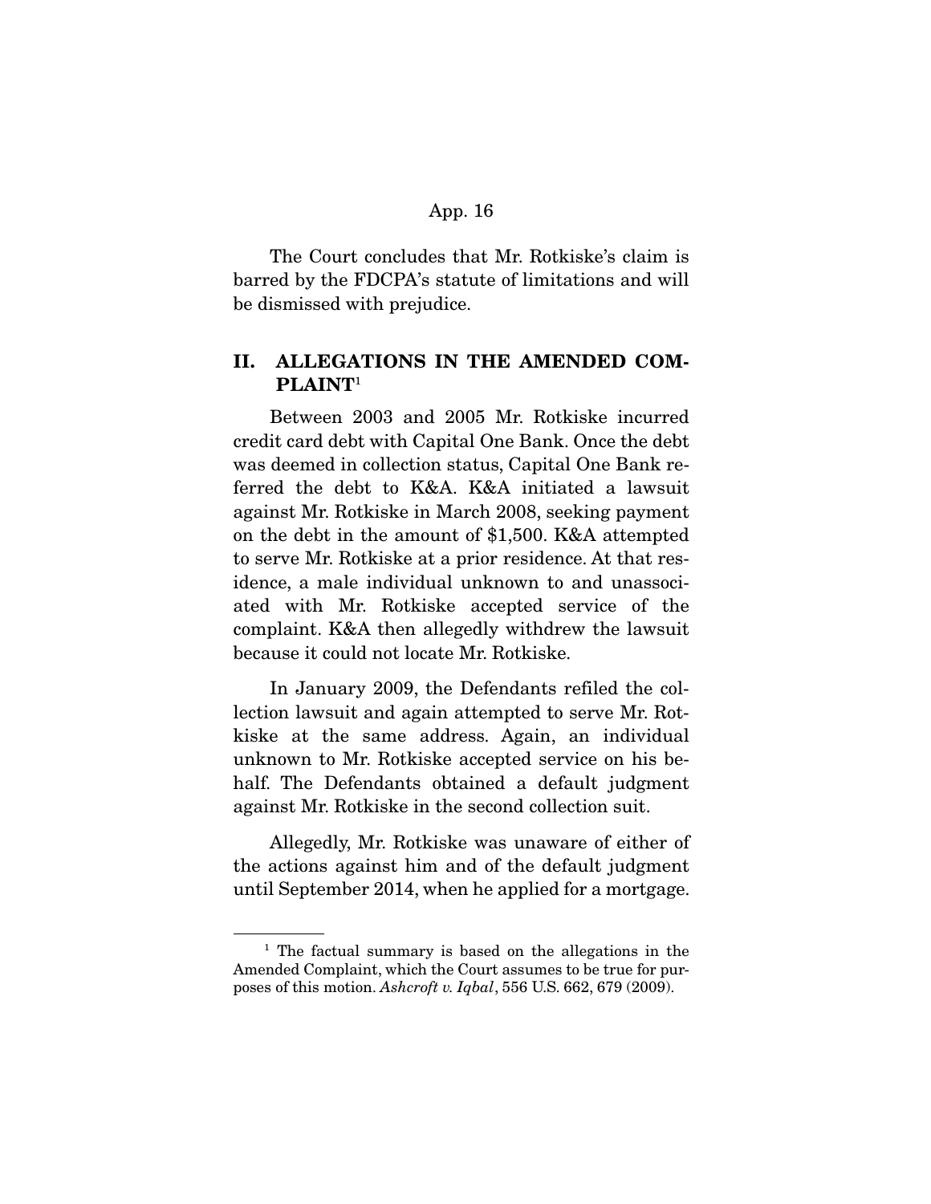The Court concludes that Mr. Rotkiske's claim is barred by the FDCPA's statute of limitations and will be dismissed with prejudice.

## II. ALLEGATIONS IN THE AMENDED COMPLAINT[1]

Between 2003 and 2005 Mr. Rotkiske incurred credit card debt with Capital One Bank. Once the debt was deemed in collection status, Capital One Bank referred the debt to K&A. K&A initiated a lawsuit against Mr. Rotkiske in March 2008, seeking payment on the debt in the amount of $1,500. K&A attempted to serve Mr. Rotkiske at a prior residence. At that residence, a male individual unknown to and unassociated with Mr. Rotkiske accepted service of the complaint. K&A then allegedly withdrew the lawsuit because it could not locate Mr. Rotkiske.

In January 2009, the Defendants refiled the collection lawsuit and again attempted to serve Mr. Rotkiske at the same address. Again, an individual unknown to Mr. Rotkiske accepted service on his behalf. The Defendants obtained a default judgment against Mr. Rotkiske in the second collection suit.

Allegedly, Mr. Rotkiske was unaware of either of the actions against him and of the default judgment until September 2014, when he applied for a mortgage.

---

[1] The factual summary is based on the allegations in the Amended Complaint, which the Court assumes to be true for purposes of this motion. *Ashcroft v. Iqbal*, 556 U.S. 662, 679 (2009).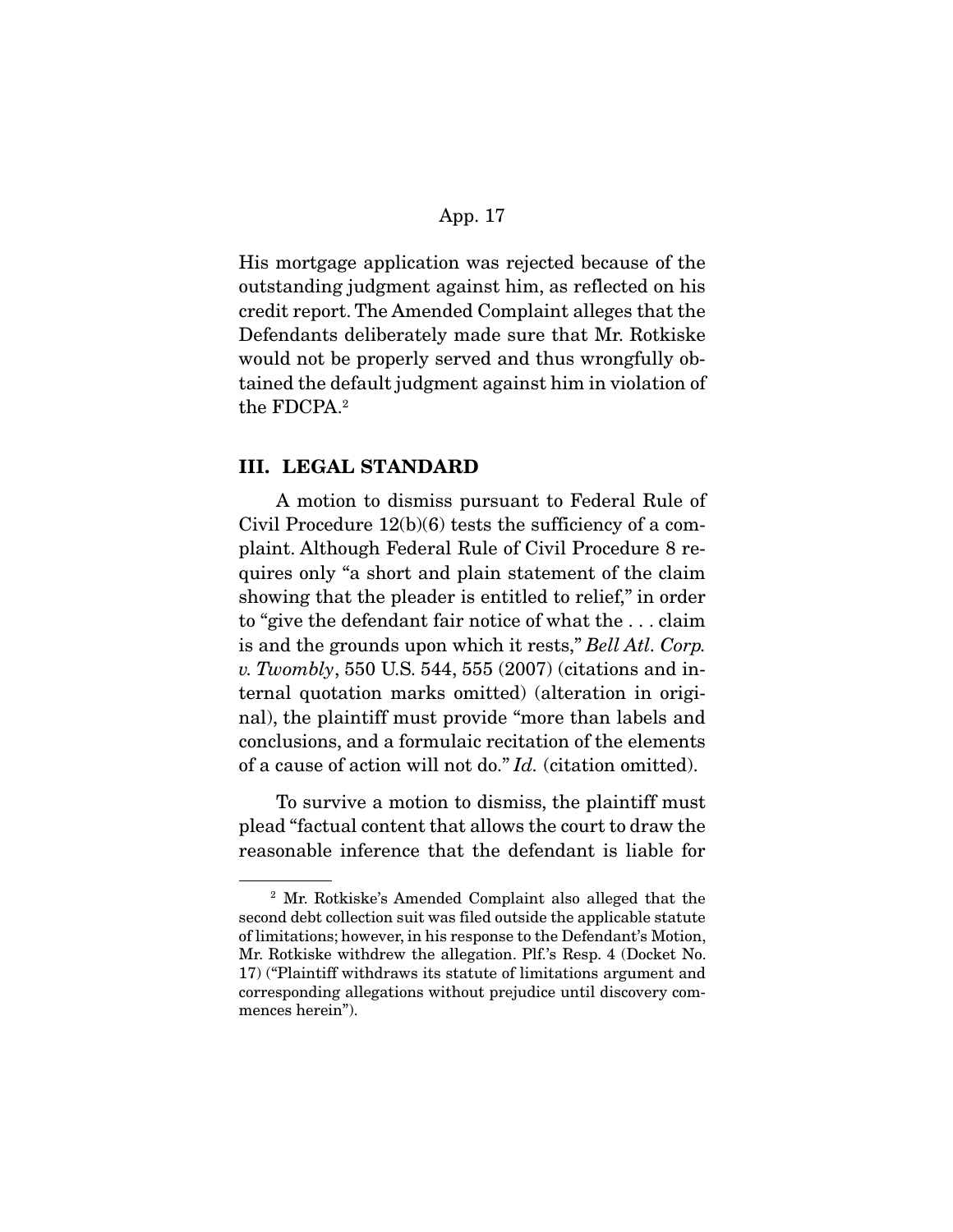His mortgage application was rejected because of the outstanding judgment against him, as reflected on his credit report. The Amended Complaint alleges that the Defendants deliberately made sure that Mr. Rotkiske would not be properly served and thus wrongfully obtained the default judgment against him in violation of the FDCPA.[2]

## III. LEGAL STANDARD

A motion to dismiss pursuant to Federal Rule of Civil Procedure 12(b)(6) tests the sufficiency of a complaint. Although Federal Rule of Civil Procedure 8 requires only "a short and plain statement of the claim showing that the pleader is entitled to relief," in order to "give the defendant fair notice of what the . . . claim is and the grounds upon which it rests," *Bell Atl. Corp. v. Twombly*, 550 U.S. 544, 555 (2007) (citations and internal quotation marks omitted) (alteration in original), the plaintiff must provide "more than labels and conclusions, and a formulaic recitation of the elements of a cause of action will not do." *Id.* (citation omitted).

To survive a motion to dismiss, the plaintiff must plead "factual content that allows the court to draw the reasonable inference that the defendant is liable for

---

[2] Mr. Rotkiske's Amended Complaint also alleged that the second debt collection suit was filed outside the applicable statute of limitations; however, in his response to the Defendant's Motion, Mr. Rotkiske withdrew the allegation. Plf.'s Resp. 4 (Docket No. 17) ("Plaintiff withdraws its statute of limitations argument and corresponding allegations without prejudice until discovery commences herein").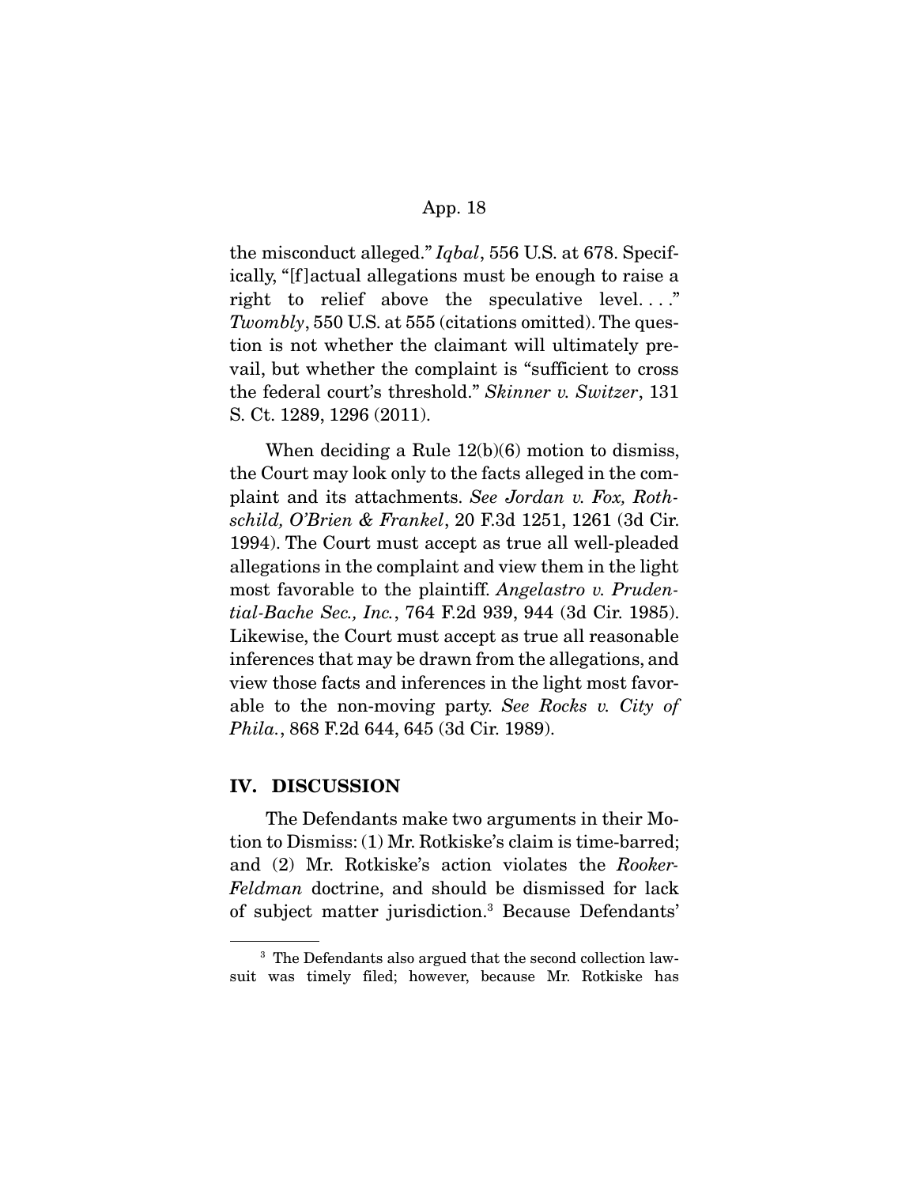the misconduct alleged." *Iqbal*, 556 U.S. at 678. Specifically, "[f]actual allegations must be enough to raise a right to relief above the speculative level. . . ." *Twombly*, 550 U.S. at 555 (citations omitted). The question is not whether the claimant will ultimately prevail, but whether the complaint is "sufficient to cross the federal court's threshold." *Skinner v. Switzer*, 131 S. Ct. 1289, 1296 (2011).

When deciding a Rule 12(b)(6) motion to dismiss, the Court may look only to the facts alleged in the complaint and its attachments. *See Jordan v. Fox, Rothschild, O'Brien & Frankel*, 20 F.3d 1251, 1261 (3d Cir. 1994). The Court must accept as true all well-pleaded allegations in the complaint and view them in the light most favorable to the plaintiff. *Angelastro v. Prudential-Bache Sec., Inc.*, 764 F.2d 939, 944 (3d Cir. 1985). Likewise, the Court must accept as true all reasonable inferences that may be drawn from the allegations, and view those facts and inferences in the light most favorable to the non-moving party. *See Rocks v. City of Phila.*, 868 F.2d 644, 645 (3d Cir. 1989).

## IV. DISCUSSION

The Defendants make two arguments in their Motion to Dismiss: (1) Mr. Rotkiske's claim is time-barred; and (2) Mr. Rotkiske's action violates the *Rooker-Feldman* doctrine, and should be dismissed for lack of subject matter jurisdiction.[3] Because Defendants'

[3] The Defendants also argued that the second collection lawsuit was timely filed; however, because Mr. Rotkiske has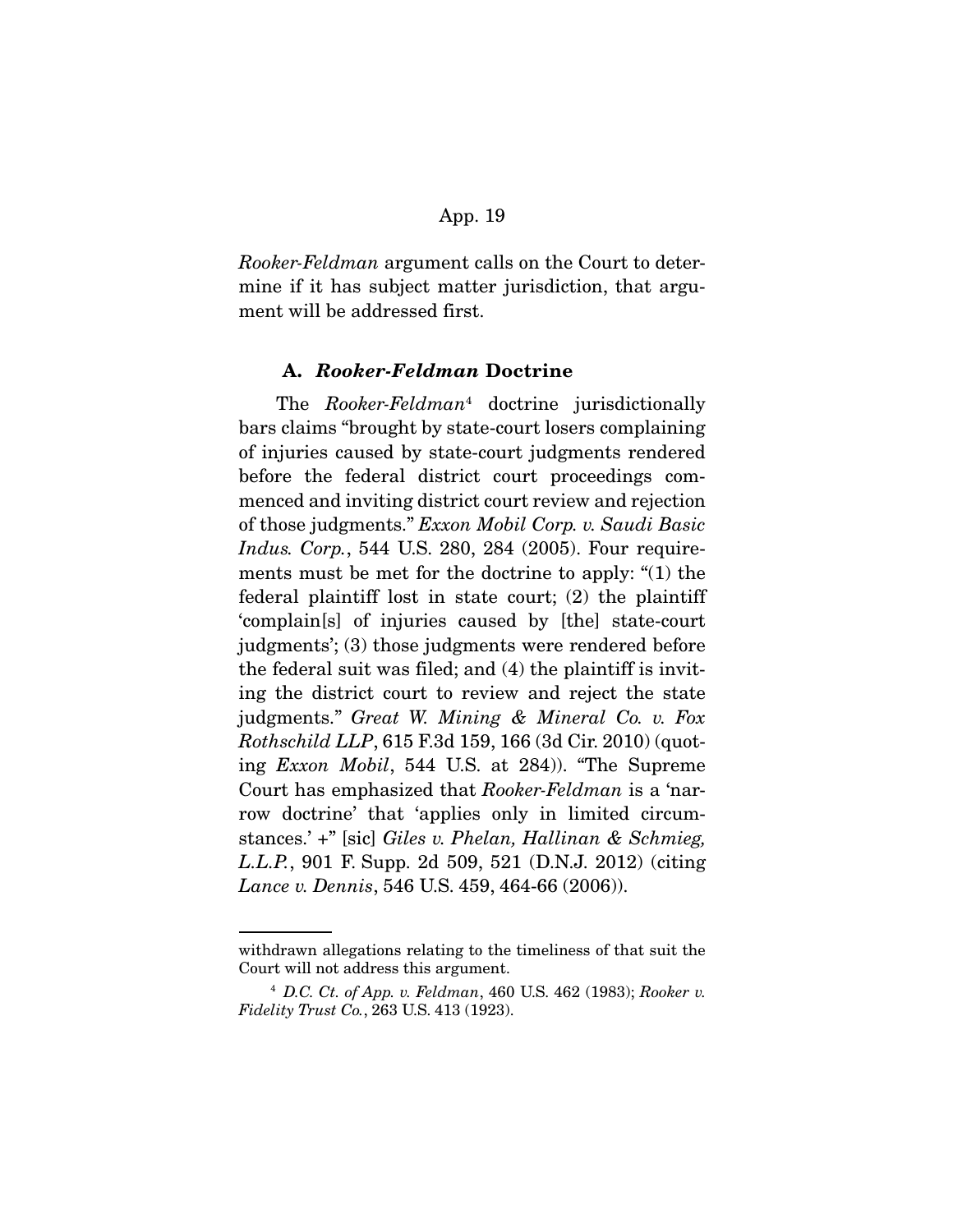*Rooker-Feldman* argument calls on the Court to determine if it has subject matter jurisdiction, that argument will be addressed first.

### A. *Rooker-Feldman* Doctrine

The *Rooker-Feldman*[4] doctrine jurisdictionally bars claims "brought by state-court losers complaining of injuries caused by state-court judgments rendered before the federal district court proceedings commenced and inviting district court review and rejection of those judgments." *Exxon Mobil Corp. v. Saudi Basic Indus. Corp.*, 544 U.S. 280, 284 (2005). Four requirements must be met for the doctrine to apply: "(1) the federal plaintiff lost in state court; (2) the plaintiff 'complain[s] of injuries caused by [the] state-court judgments'; (3) those judgments were rendered before the federal suit was filed; and (4) the plaintiff is inviting the district court to review and reject the state judgments." *Great W. Mining & Mineral Co. v. Fox Rothschild LLP*, 615 F.3d 159, 166 (3d Cir. 2010) (quoting *Exxon Mobil*, 544 U.S. at 284)). "The Supreme Court has emphasized that *Rooker-Feldman* is a 'narrow doctrine' that 'applies only in limited circumstances.' +" [sic] *Giles v. Phelan, Hallinan & Schmieg, L.L.P.*, 901 F. Supp. 2d 509, 521 (D.N.J. 2012) (citing *Lance v. Dennis*, 546 U.S. 459, 464-66 (2006)).

---

withdrawn allegations relating to the timeliness of that suit the Court will not address this argument.

[4] *D.C. Ct. of App. v. Feldman*, 460 U.S. 462 (1983); *Rooker v. Fidelity Trust Co.*, 263 U.S. 413 (1923).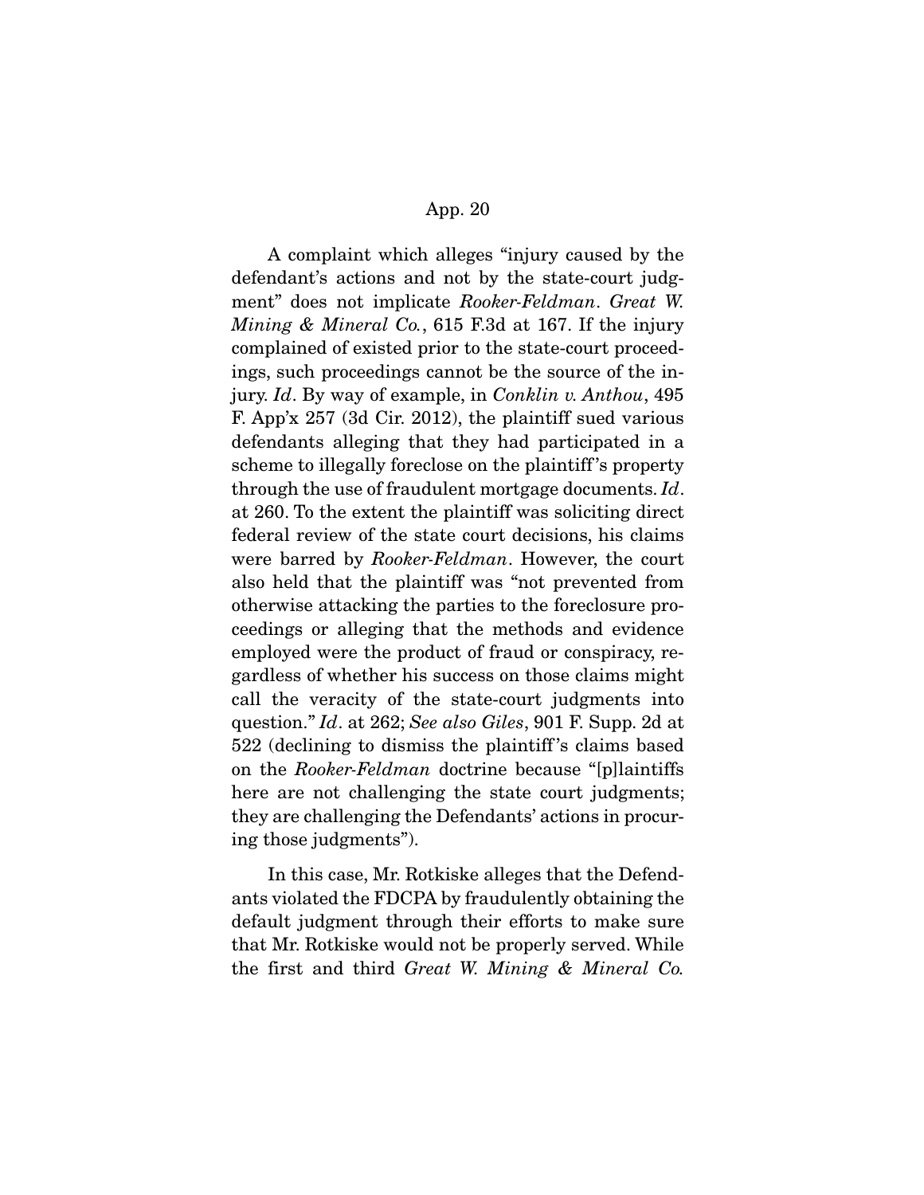A complaint which alleges "injury caused by the defendant's actions and not by the state-court judgment" does not implicate *Rooker-Feldman*. *Great W. Mining & Mineral Co.*, 615 F.3d at 167. If the injury complained of existed prior to the state-court proceedings, such proceedings cannot be the source of the injury. *Id*. By way of example, in *Conklin v. Anthou*, 495 F. App'x 257 (3d Cir. 2012), the plaintiff sued various defendants alleging that they had participated in a scheme to illegally foreclose on the plaintiff's property through the use of fraudulent mortgage documents. *Id*. at 260. To the extent the plaintiff was soliciting direct federal review of the state court decisions, his claims were barred by *Rooker-Feldman*. However, the court also held that the plaintiff was "not prevented from otherwise attacking the parties to the foreclosure proceedings or alleging that the methods and evidence employed were the product of fraud or conspiracy, regardless of whether his success on those claims might call the veracity of the state-court judgments into question." *Id*. at 262; *See also Giles*, 901 F. Supp. 2d at 522 (declining to dismiss the plaintiff's claims based on the *Rooker-Feldman* doctrine because "[p]laintiffs here are not challenging the state court judgments; they are challenging the Defendants' actions in procuring those judgments").

In this case, Mr. Rotkiske alleges that the Defendants violated the FDCPA by fraudulently obtaining the default judgment through their efforts to make sure that Mr. Rotkiske would not be properly served. While the first and third *Great W. Mining & Mineral Co.*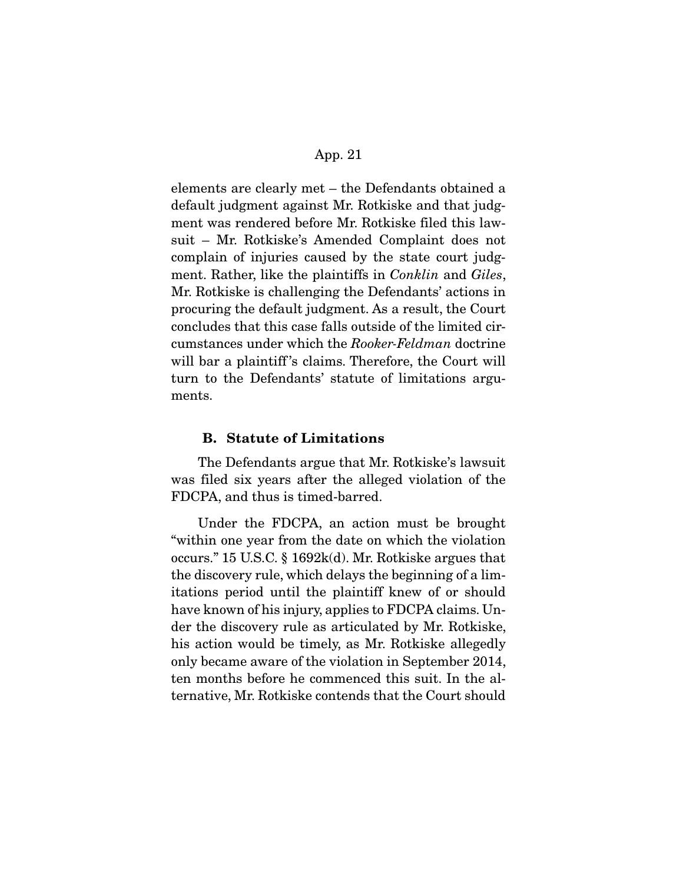elements are clearly met – the Defendants obtained a default judgment against Mr. Rotkiske and that judgment was rendered before Mr. Rotkiske filed this lawsuit – Mr. Rotkiske's Amended Complaint does not complain of injuries caused by the state court judgment. Rather, like the plaintiffs in *Conklin* and *Giles*, Mr. Rotkiske is challenging the Defendants' actions in procuring the default judgment. As a result, the Court concludes that this case falls outside of the limited circumstances under which the *Rooker-Feldman* doctrine will bar a plaintiff's claims. Therefore, the Court will turn to the Defendants' statute of limitations arguments.

### B. Statute of Limitations

The Defendants argue that Mr. Rotkiske's lawsuit was filed six years after the alleged violation of the FDCPA, and thus is timed-barred.

Under the FDCPA, an action must be brought "within one year from the date on which the violation occurs." 15 U.S.C. § 1692k(d). Mr. Rotkiske argues that the discovery rule, which delays the beginning of a limitations period until the plaintiff knew of or should have known of his injury, applies to FDCPA claims. Under the discovery rule as articulated by Mr. Rotkiske, his action would be timely, as Mr. Rotkiske allegedly only became aware of the violation in September 2014, ten months before he commenced this suit. In the alternative, Mr. Rotkiske contends that the Court should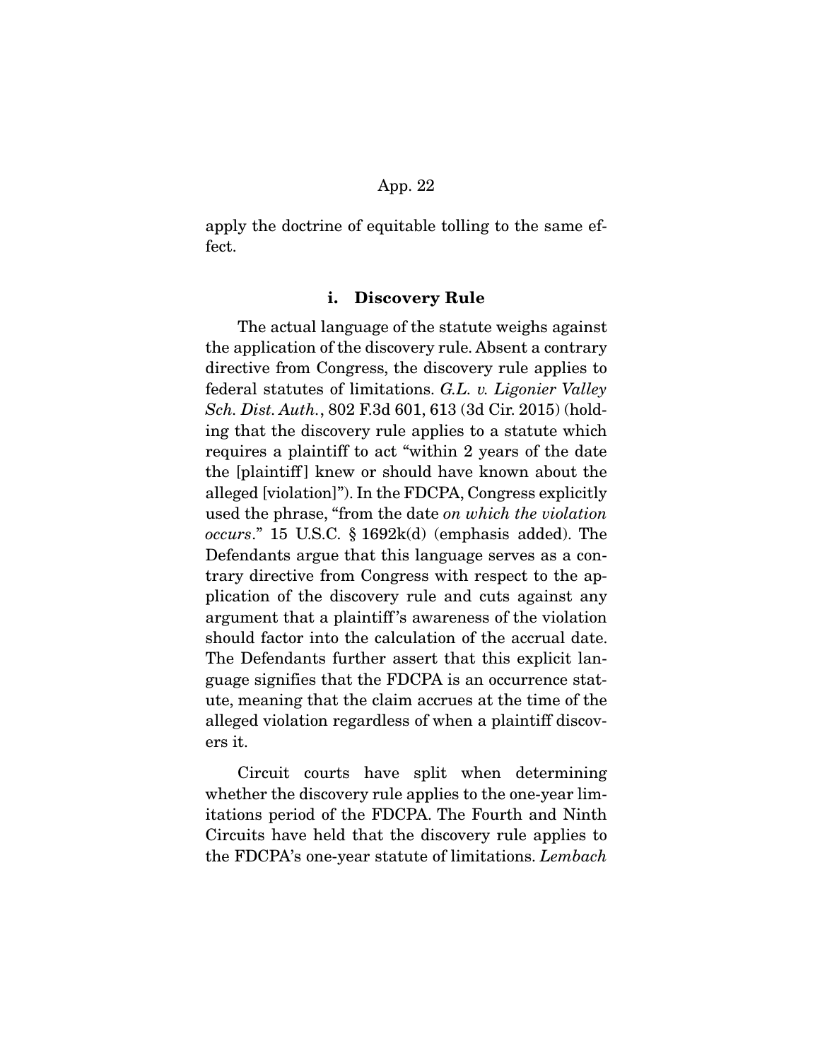apply the doctrine of equitable tolling to the same effect.

### i. Discovery Rule

The actual language of the statute weighs against the application of the discovery rule. Absent a contrary directive from Congress, the discovery rule applies to federal statutes of limitations. *G.L. v. Ligonier Valley Sch. Dist. Auth.*, 802 F.3d 601, 613 (3d Cir. 2015) (holding that the discovery rule applies to a statute which requires a plaintiff to act "within 2 years of the date the [plaintiff] knew or should have known about the alleged [violation]"). In the FDCPA, Congress explicitly used the phrase, "from the date *on which the violation occurs*." 15 U.S.C. § 1692k(d) (emphasis added). The Defendants argue that this language serves as a contrary directive from Congress with respect to the application of the discovery rule and cuts against any argument that a plaintiff's awareness of the violation should factor into the calculation of the accrual date. The Defendants further assert that this explicit language signifies that the FDCPA is an occurrence statute, meaning that the claim accrues at the time of the alleged violation regardless of when a plaintiff discovers it.

Circuit courts have split when determining whether the discovery rule applies to the one-year limitations period of the FDCPA. The Fourth and Ninth Circuits have held that the discovery rule applies to the FDCPA's one-year statute of limitations. *Lembach*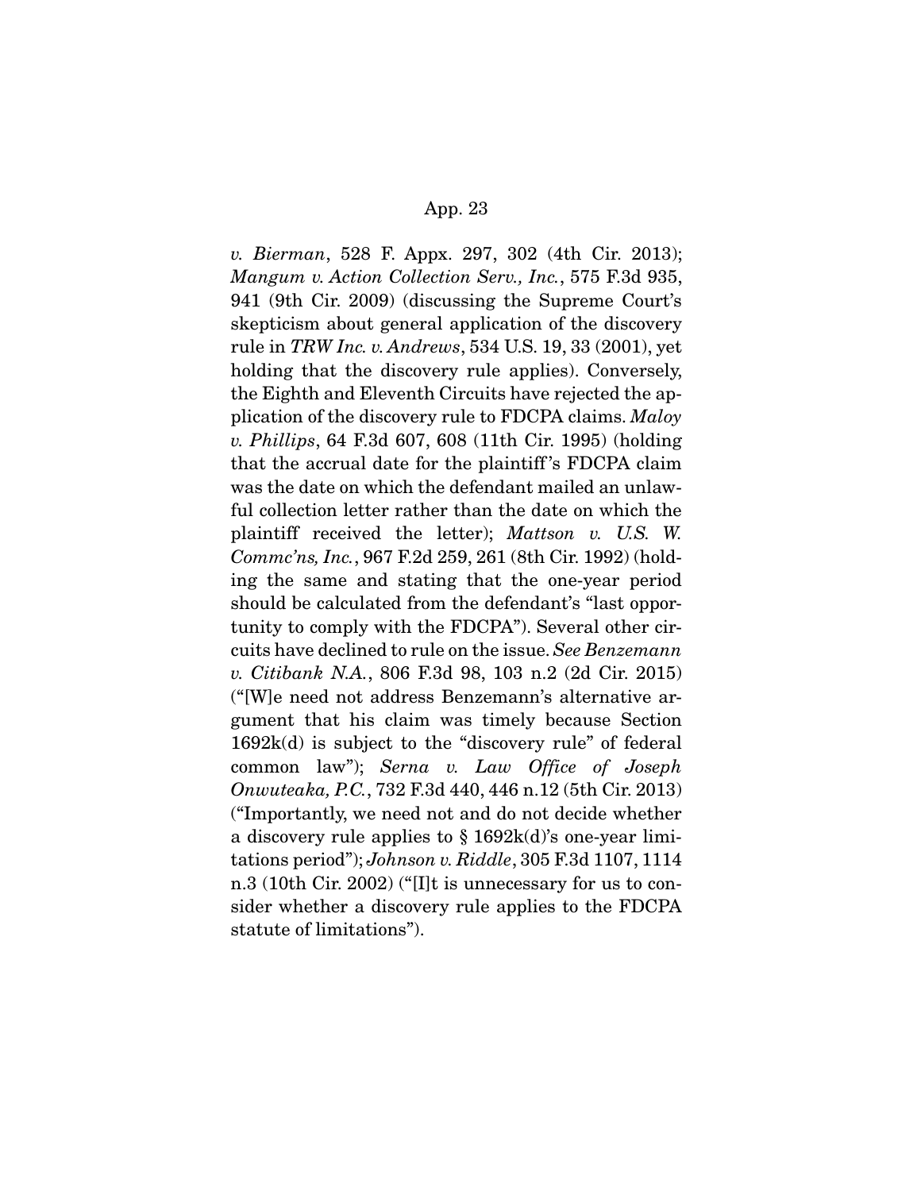*v. Bierman*, 528 F. Appx. 297, 302 (4th Cir. 2013); *Mangum v. Action Collection Serv., Inc.*, 575 F.3d 935, 941 (9th Cir. 2009) (discussing the Supreme Court's skepticism about general application of the discovery rule in *TRW Inc. v. Andrews*, 534 U.S. 19, 33 (2001), yet holding that the discovery rule applies). Conversely, the Eighth and Eleventh Circuits have rejected the application of the discovery rule to FDCPA claims. *Maloy v. Phillips*, 64 F.3d 607, 608 (11th Cir. 1995) (holding that the accrual date for the plaintiff's FDCPA claim was the date on which the defendant mailed an unlawful collection letter rather than the date on which the plaintiff received the letter); *Mattson v. U.S. W. Commc'ns, Inc.*, 967 F.2d 259, 261 (8th Cir. 1992) (holding the same and stating that the one-year period should be calculated from the defendant's "last opportunity to comply with the FDCPA"). Several other circuits have declined to rule on the issue. *See Benzemann v. Citibank N.A.*, 806 F.3d 98, 103 n.2 (2d Cir. 2015) ("[W]e need not address Benzemann's alternative argument that his claim was timely because Section 1692k(d) is subject to the "discovery rule" of federal common law"); *Serna v. Law Office of Joseph Onwuteaka, P.C.*, 732 F.3d 440, 446 n.12 (5th Cir. 2013) ("Importantly, we need not and do not decide whether a discovery rule applies to § 1692k(d)'s one-year limitations period"); *Johnson v. Riddle*, 305 F.3d 1107, 1114 n.3 (10th Cir. 2002) ("[I]t is unnecessary for us to consider whether a discovery rule applies to the FDCPA statute of limitations").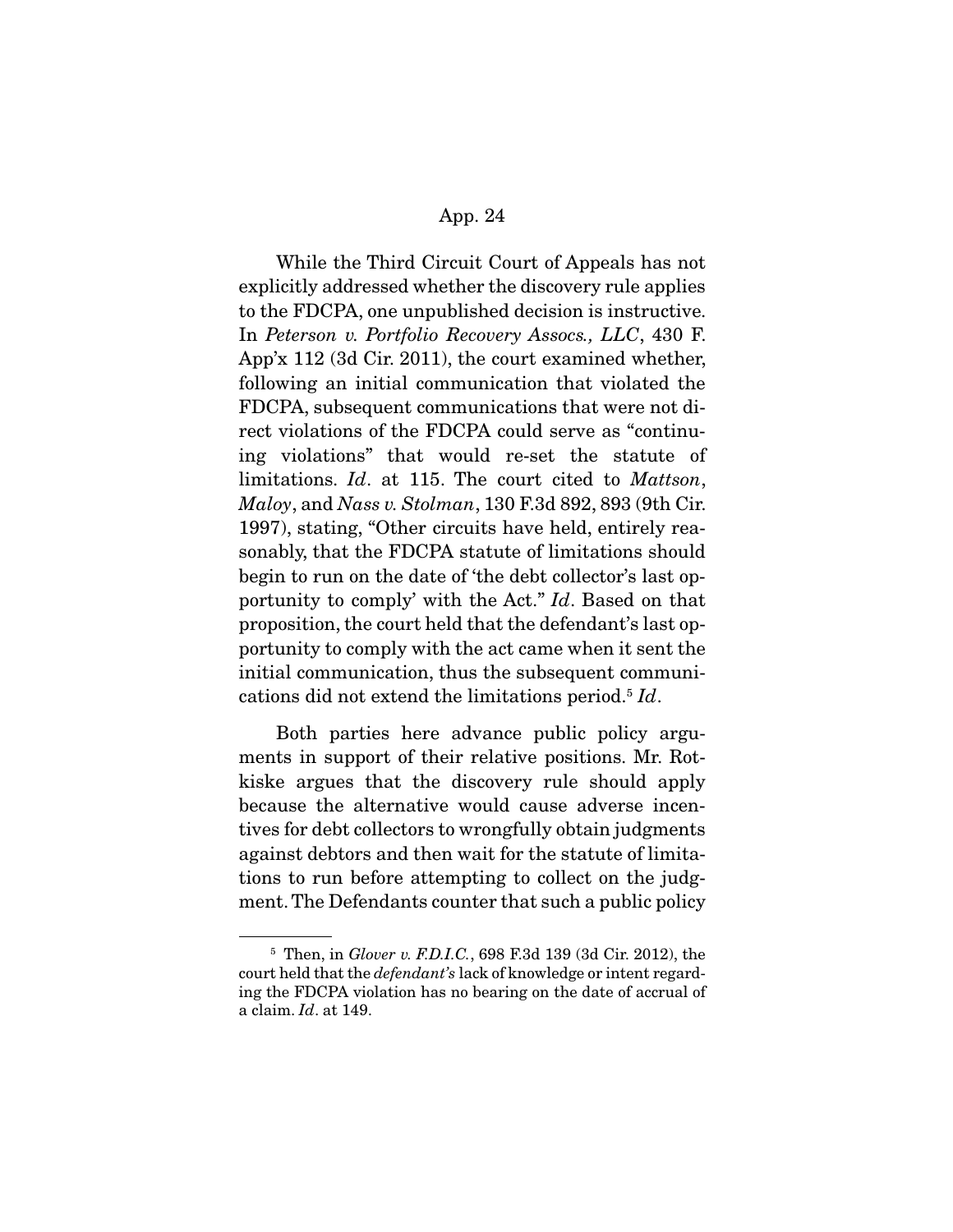While the Third Circuit Court of Appeals has not explicitly addressed whether the discovery rule applies to the FDCPA, one unpublished decision is instructive. In *Peterson v. Portfolio Recovery Assocs., LLC*, 430 F. App'x 112 (3d Cir. 2011), the court examined whether, following an initial communication that violated the FDCPA, subsequent communications that were not direct violations of the FDCPA could serve as "continuing violations" that would re-set the statute of limitations. *Id*. at 115. The court cited to *Mattson*, *Maloy*, and *Nass v. Stolman*, 130 F.3d 892, 893 (9th Cir. 1997), stating, "Other circuits have held, entirely reasonably, that the FDCPA statute of limitations should begin to run on the date of 'the debt collector's last opportunity to comply' with the Act." *Id*. Based on that proposition, the court held that the defendant's last opportunity to comply with the act came when it sent the initial communication, thus the subsequent communications did not extend the limitations period.[5] *Id*.

Both parties here advance public policy arguments in support of their relative positions. Mr. Rotkiske argues that the discovery rule should apply because the alternative would cause adverse incentives for debt collectors to wrongfully obtain judgments against debtors and then wait for the statute of limitations to run before attempting to collect on the judgment. The Defendants counter that such a public policy

[5] Then, in *Glover v. F.D.I.C.*, 698 F.3d 139 (3d Cir. 2012), the court held that the *defendant's* lack of knowledge or intent regarding the FDCPA violation has no bearing on the date of accrual of a claim. *Id*. at 149.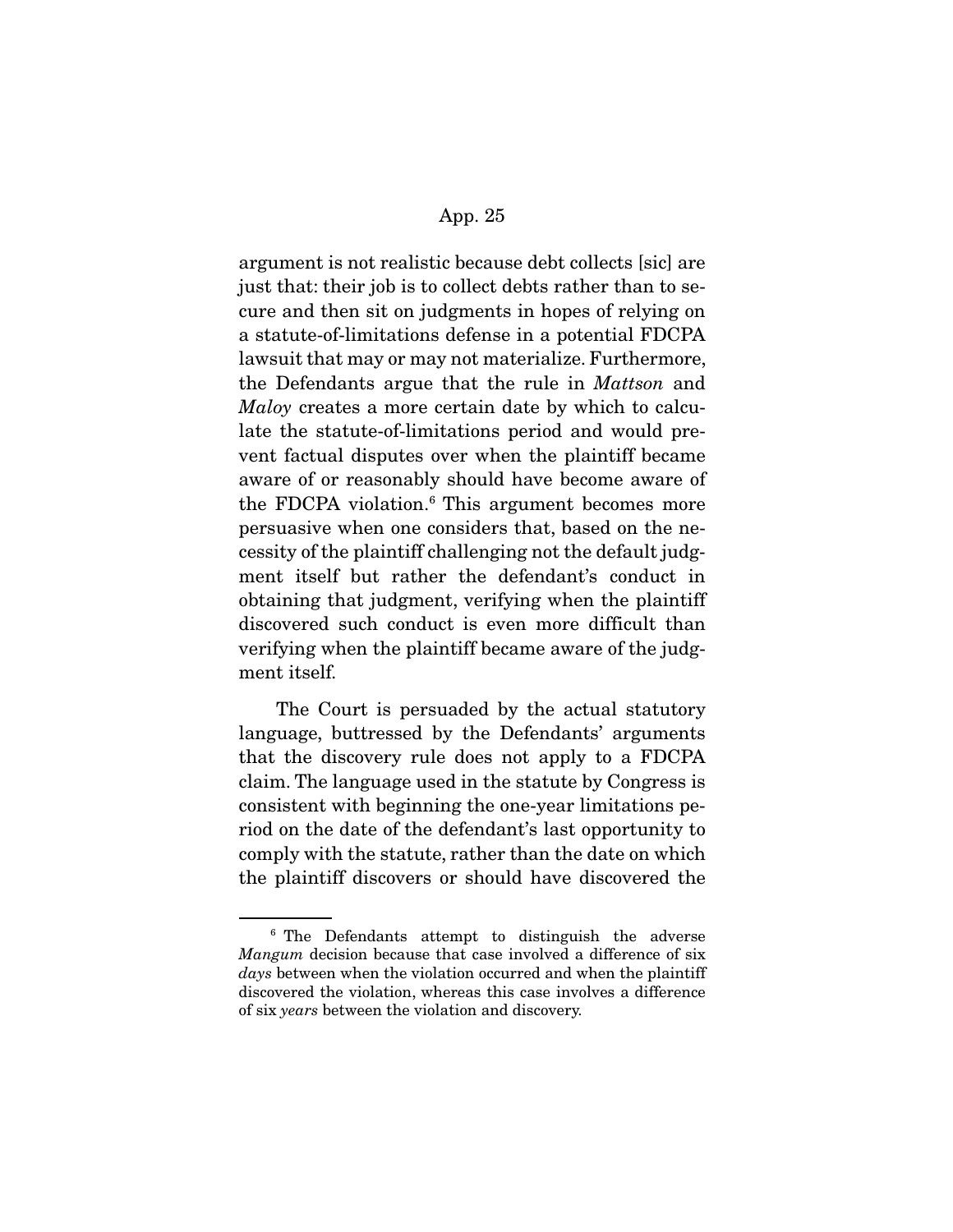argument is not realistic because debt collects [sic] are just that: their job is to collect debts rather than to secure and then sit on judgments in hopes of relying on a statute-of-limitations defense in a potential FDCPA lawsuit that may or may not materialize. Furthermore, the Defendants argue that the rule in *Mattson* and *Maloy* creates a more certain date by which to calculate the statute-of-limitations period and would prevent factual disputes over when the plaintiff became aware of or reasonably should have become aware of the FDCPA violation.[6] This argument becomes more persuasive when one considers that, based on the necessity of the plaintiff challenging not the default judgment itself but rather the defendant's conduct in obtaining that judgment, verifying when the plaintiff discovered such conduct is even more difficult than verifying when the plaintiff became aware of the judgment itself.

The Court is persuaded by the actual statutory language, buttressed by the Defendants' arguments that the discovery rule does not apply to a FDCPA claim. The language used in the statute by Congress is consistent with beginning the one-year limitations period on the date of the defendant's last opportunity to comply with the statute, rather than the date on which the plaintiff discovers or should have discovered the

---

[6] The Defendants attempt to distinguish the adverse *Mangum* decision because that case involved a difference of six *days* between when the violation occurred and when the plaintiff discovered the violation, whereas this case involves a difference of six *years* between the violation and discovery.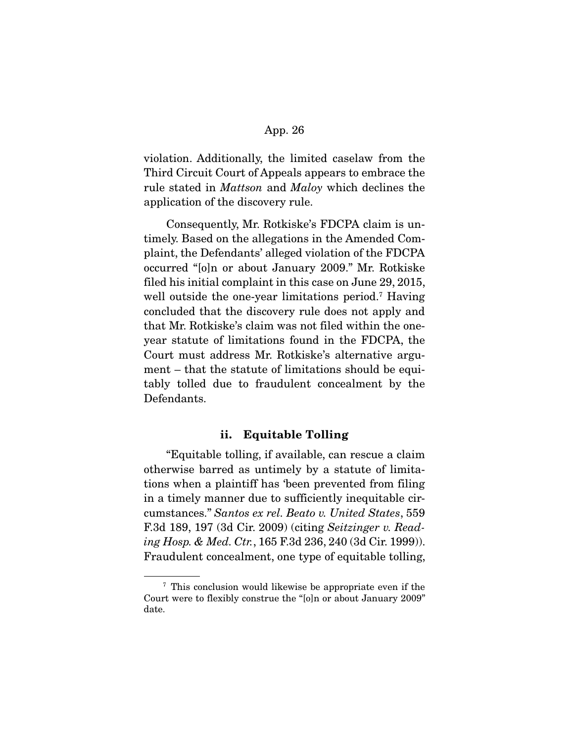violation. Additionally, the limited caselaw from the Third Circuit Court of Appeals appears to embrace the rule stated in *Mattson* and *Maloy* which declines the application of the discovery rule.

Consequently, Mr. Rotkiske's FDCPA claim is untimely. Based on the allegations in the Amended Complaint, the Defendants' alleged violation of the FDCPA occurred "[o]n or about January 2009." Mr. Rotkiske filed his initial complaint in this case on June 29, 2015, well outside the one-year limitations period.[7] Having concluded that the discovery rule does not apply and that Mr. Rotkiske's claim was not filed within the one-year statute of limitations found in the FDCPA, the Court must address Mr. Rotkiske's alternative argument – that the statute of limitations should be equitably tolled due to fraudulent concealment by the Defendants.

### ii. Equitable Tolling

"Equitable tolling, if available, can rescue a claim otherwise barred as untimely by a statute of limitations when a plaintiff has 'been prevented from filing in a timely manner due to sufficiently inequitable circumstances." *Santos ex rel. Beato v. United States*, 559 F.3d 189, 197 (3d Cir. 2009) (citing *Seitzinger v. Reading Hosp. & Med. Ctr.*, 165 F.3d 236, 240 (3d Cir. 1999)). Fraudulent concealment, one type of equitable tolling,

---

[7] This conclusion would likewise be appropriate even if the Court were to flexibly construe the "[o]n or about January 2009" date.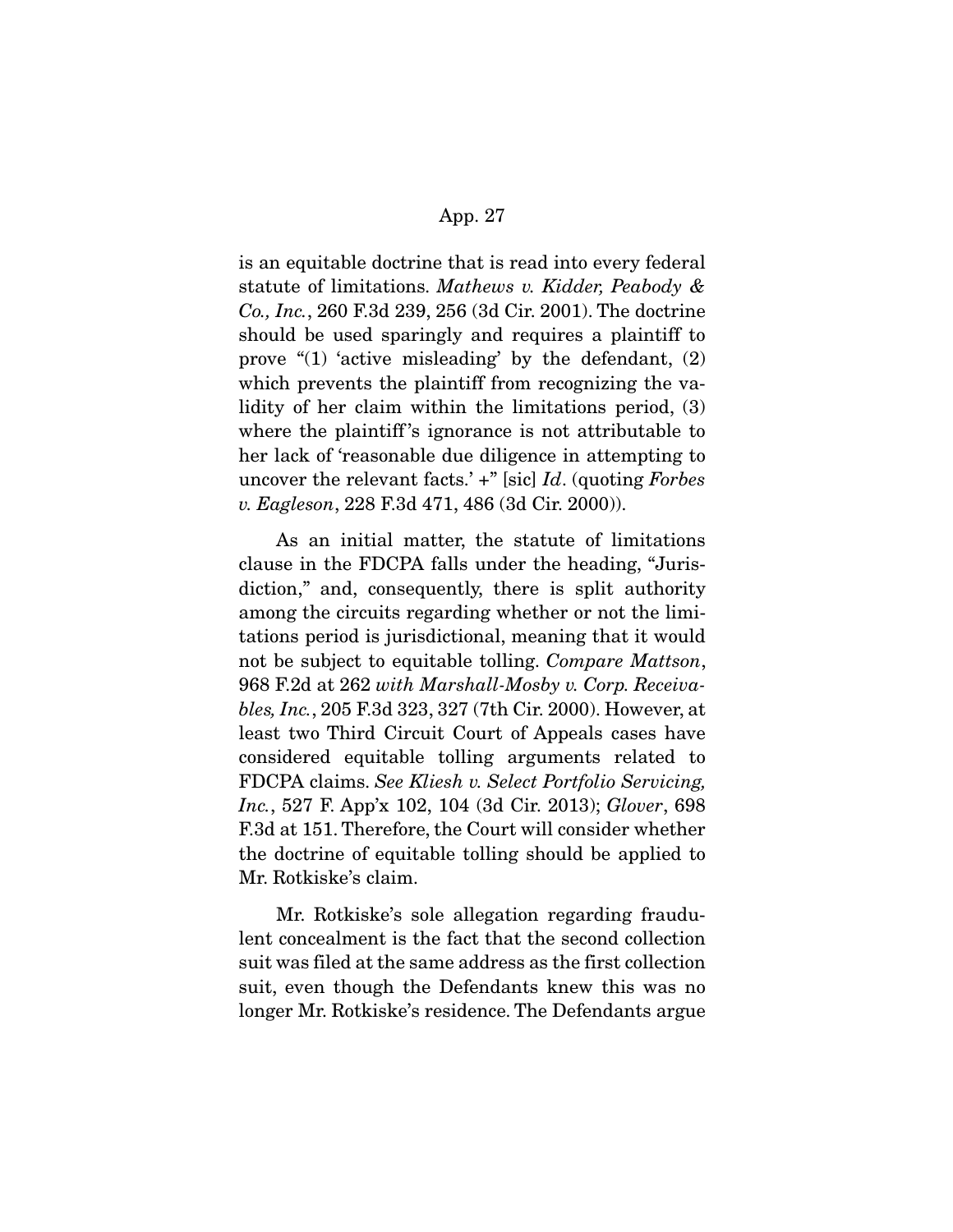is an equitable doctrine that is read into every federal statute of limitations. *Mathews v. Kidder, Peabody & Co., Inc.*, 260 F.3d 239, 256 (3d Cir. 2001). The doctrine should be used sparingly and requires a plaintiff to prove "(1) 'active misleading' by the defendant, (2) which prevents the plaintiff from recognizing the validity of her claim within the limitations period, (3) where the plaintiff's ignorance is not attributable to her lack of 'reasonable due diligence in attempting to uncover the relevant facts.' +" [sic] *Id*. (quoting *Forbes v. Eagleson*, 228 F.3d 471, 486 (3d Cir. 2000)).

As an initial matter, the statute of limitations clause in the FDCPA falls under the heading, "Jurisdiction," and, consequently, there is split authority among the circuits regarding whether or not the limitations period is jurisdictional, meaning that it would not be subject to equitable tolling. *Compare Mattson*, 968 F.2d at 262 *with Marshall-Mosby v. Corp. Receivables, Inc.*, 205 F.3d 323, 327 (7th Cir. 2000). However, at least two Third Circuit Court of Appeals cases have considered equitable tolling arguments related to FDCPA claims. *See Kliesh v. Select Portfolio Servicing, Inc.*, 527 F. App'x 102, 104 (3d Cir. 2013); *Glover*, 698 F.3d at 151. Therefore, the Court will consider whether the doctrine of equitable tolling should be applied to Mr. Rotkiske's claim.

Mr. Rotkiske's sole allegation regarding fraudulent concealment is the fact that the second collection suit was filed at the same address as the first collection suit, even though the Defendants knew this was no longer Mr. Rotkiske's residence. The Defendants argue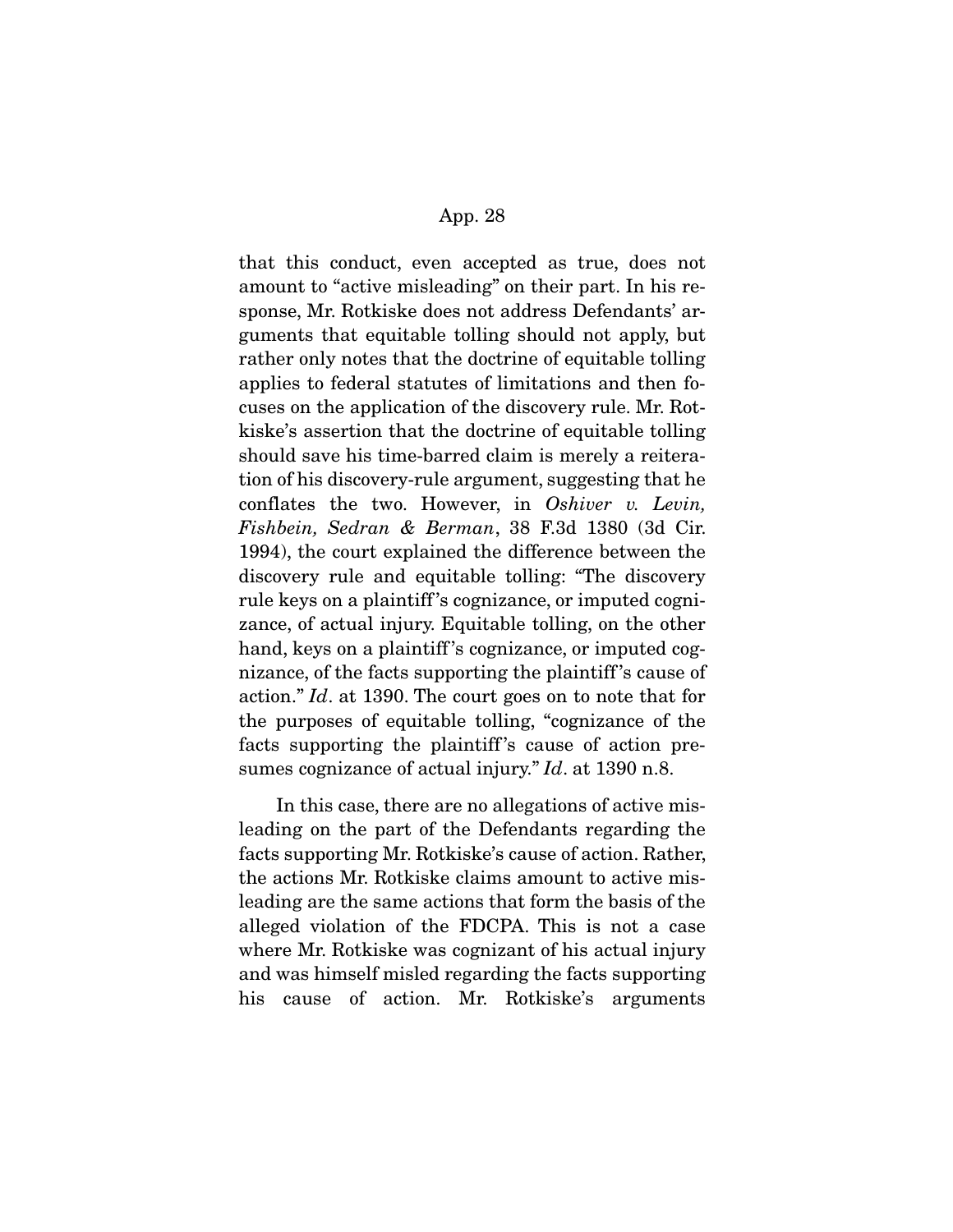that this conduct, even accepted as true, does not amount to "active misleading" on their part. In his response, Mr. Rotkiske does not address Defendants' arguments that equitable tolling should not apply, but rather only notes that the doctrine of equitable tolling applies to federal statutes of limitations and then focuses on the application of the discovery rule. Mr. Rotkiske's assertion that the doctrine of equitable tolling should save his time-barred claim is merely a reiteration of his discovery-rule argument, suggesting that he conflates the two. However, in *Oshiver v. Levin, Fishbein, Sedran & Berman*, 38 F.3d 1380 (3d Cir. 1994), the court explained the difference between the discovery rule and equitable tolling: "The discovery rule keys on a plaintiff's cognizance, or imputed cognizance, of actual injury. Equitable tolling, on the other hand, keys on a plaintiff's cognizance, or imputed cognizance, of the facts supporting the plaintiff's cause of action." *Id*. at 1390. The court goes on to note that for the purposes of equitable tolling, "cognizance of the facts supporting the plaintiff's cause of action presumes cognizance of actual injury." *Id*. at 1390 n.8.

In this case, there are no allegations of active misleading on the part of the Defendants regarding the facts supporting Mr. Rotkiske's cause of action. Rather, the actions Mr. Rotkiske claims amount to active misleading are the same actions that form the basis of the alleged violation of the FDCPA. This is not a case where Mr. Rotkiske was cognizant of his actual injury and was himself misled regarding the facts supporting his cause of action. Mr. Rotkiske's arguments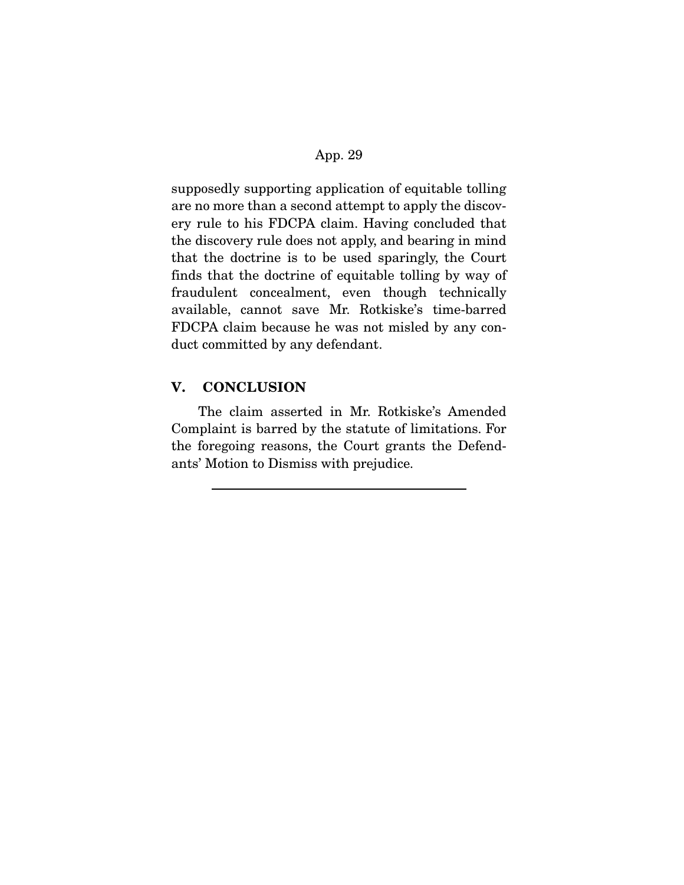supposedly supporting application of equitable tolling are no more than a second attempt to apply the discovery rule to his FDCPA claim. Having concluded that the discovery rule does not apply, and bearing in mind that the doctrine is to be used sparingly, the Court finds that the doctrine of equitable tolling by way of fraudulent concealment, even though technically available, cannot save Mr. Rotkiske's time-barred FDCPA claim because he was not misled by any conduct committed by any defendant.

## V. CONCLUSION

The claim asserted in Mr. Rotkiske's Amended Complaint is barred by the statute of limitations. For the foregoing reasons, the Court grants the Defendants' Motion to Dismiss with prejudice.

---